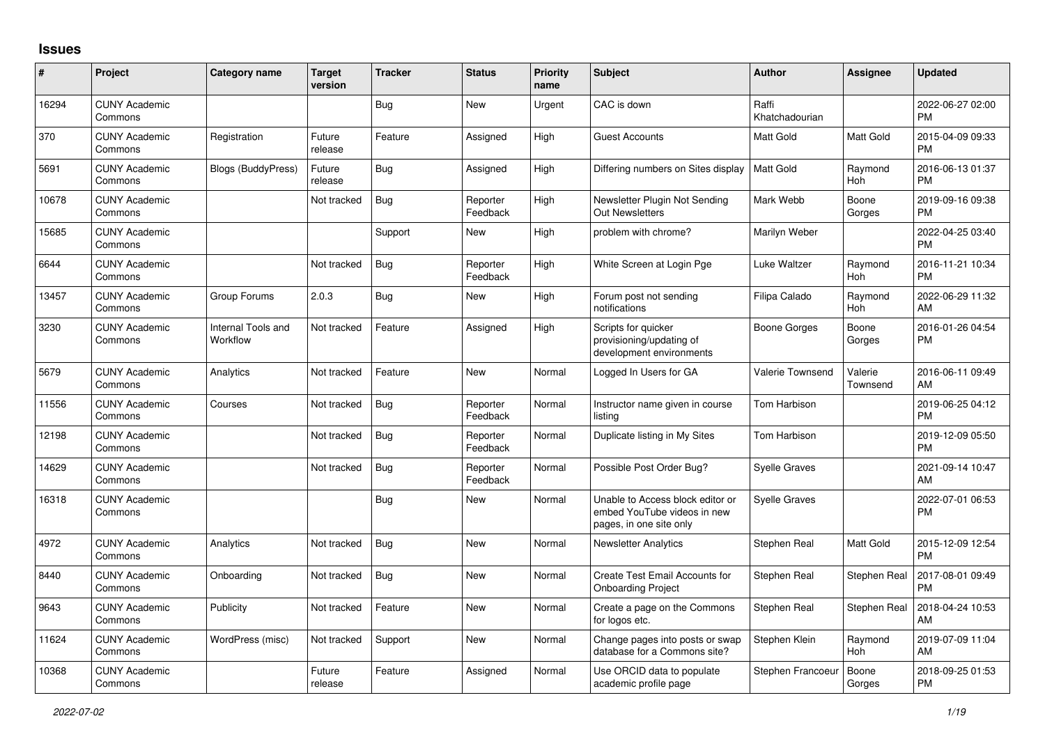## Issues

| # | Project | Category name | Target version | Tracker | Status | Priority name | Subject | Author | Assignee | Updated |
|---|---|---|---|---|---|---|---|---|---|---|
| 16294 | CUNY Academic Commons | | | Bug | New | Urgent | CAC is down | Raffi Khatchadourian | | 2022-06-27 02:00 PM |
| 370 | CUNY Academic Commons | Registration | Future release | Feature | Assigned | High | Guest Accounts | Matt Gold | Matt Gold | 2015-04-09 09:33 PM |
| 5691 | CUNY Academic Commons | Blogs (BuddyPress) | Future release | Bug | Assigned | High | Differing numbers on Sites display | Matt Gold | Raymond Hoh | 2016-06-13 01:37 PM |
| 10678 | CUNY Academic Commons | | Not tracked | Bug | Reporter Feedback | High | Newsletter Plugin Not Sending Out Newsletters | Mark Webb | Boone Gorges | 2019-09-16 09:38 PM |
| 15685 | CUNY Academic Commons | | | Support | New | High | problem with chrome? | Marilyn Weber | | 2022-04-25 03:40 PM |
| 6644 | CUNY Academic Commons | | Not tracked | Bug | Reporter Feedback | High | White Screen at Login Pge | Luke Waltzer | Raymond Hoh | 2016-11-21 10:34 PM |
| 13457 | CUNY Academic Commons | Group Forums | 2.0.3 | Bug | New | High | Forum post not sending notifications | Filipa Calado | Raymond Hoh | 2022-06-29 11:32 AM |
| 3230 | CUNY Academic Commons | Internal Tools and Workflow | Not tracked | Feature | Assigned | High | Scripts for quicker provisioning/updating of development environments | Boone Gorges | Boone Gorges | 2016-01-26 04:54 PM |
| 5679 | CUNY Academic Commons | Analytics | Not tracked | Feature | New | Normal | Logged In Users for GA | Valerie Townsend | Valerie Townsend | 2016-06-11 09:49 AM |
| 11556 | CUNY Academic Commons | Courses | Not tracked | Bug | Reporter Feedback | Normal | Instructor name given in course listing | Tom Harbison | | 2019-06-25 04:12 PM |
| 12198 | CUNY Academic Commons | | Not tracked | Bug | Reporter Feedback | Normal | Duplicate listing in My Sites | Tom Harbison | | 2019-12-09 05:50 PM |
| 14629 | CUNY Academic Commons | | Not tracked | Bug | Reporter Feedback | Normal | Possible Post Order Bug? | Syelle Graves | | 2021-09-14 10:47 AM |
| 16318 | CUNY Academic Commons | | | Bug | New | Normal | Unable to Access block editor or embed YouTube videos in new pages, in one site only | Syelle Graves | | 2022-07-01 06:53 PM |
| 4972 | CUNY Academic Commons | Analytics | Not tracked | Bug | New | Normal | Newsletter Analytics | Stephen Real | Matt Gold | 2015-12-09 12:54 PM |
| 8440 | CUNY Academic Commons | Onboarding | Not tracked | Bug | New | Normal | Create Test Email Accounts for Onboarding Project | Stephen Real | Stephen Real | 2017-08-01 09:49 PM |
| 9643 | CUNY Academic Commons | Publicity | Not tracked | Feature | New | Normal | Create a page on the Commons for logos etc. | Stephen Real | Stephen Real | 2018-04-24 10:53 AM |
| 11624 | CUNY Academic Commons | WordPress (misc) | Not tracked | Support | New | Normal | Change pages into posts or swap database for a Commons site? | Stephen Klein | Raymond Hoh | 2019-07-09 11:04 AM |
| 10368 | CUNY Academic Commons | | Future release | Feature | Assigned | Normal | Use ORCID data to populate academic profile page | Stephen Francoeur | Boone Gorges | 2018-09-25 01:53 PM |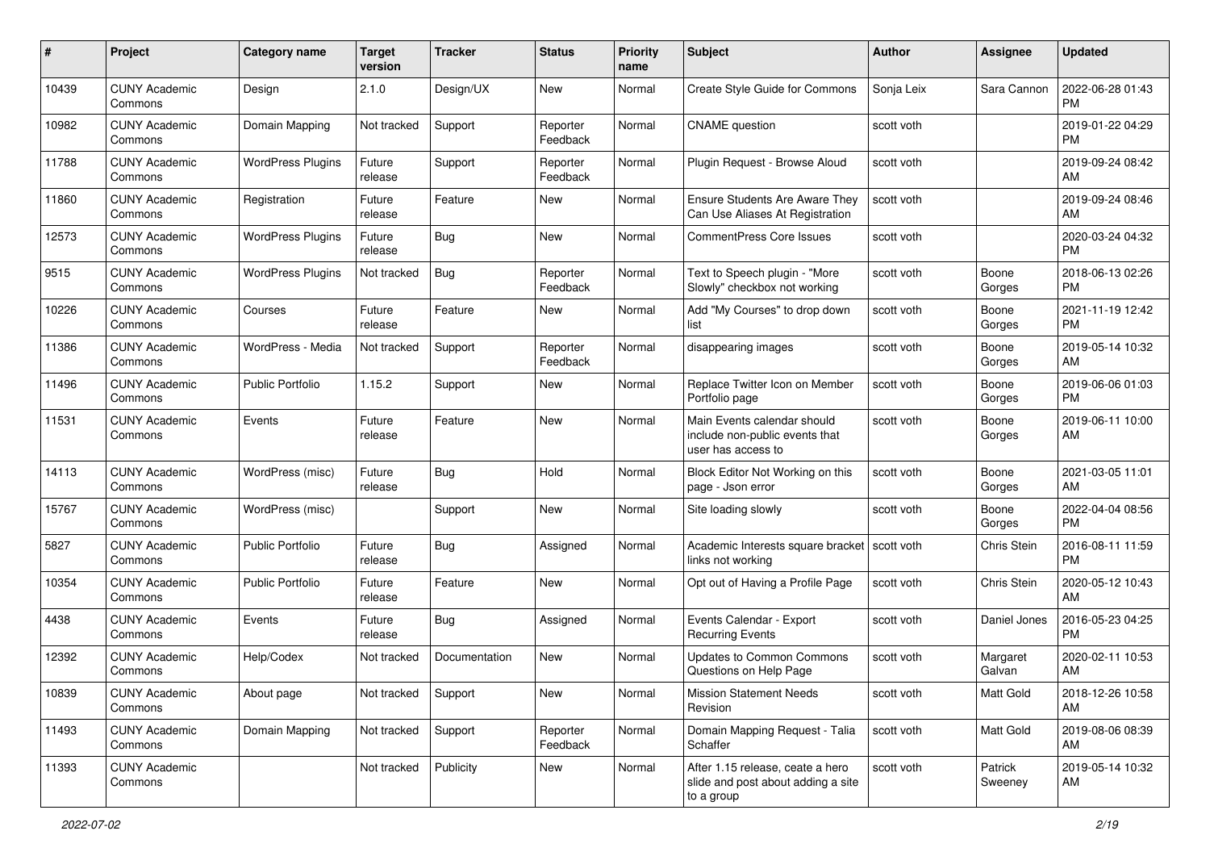| # | Project | Category name | Target version | Tracker | Status | Priority name | Subject | Author | Assignee | Updated |
|---|---|---|---|---|---|---|---|---|---|---|
| 10439 | CUNY Academic Commons | Design | 2.1.0 | Design/UX | New | Normal | Create Style Guide for Commons | Sonja Leix | Sara Cannon | 2022-06-28 01:43 PM |
| 10982 | CUNY Academic Commons | Domain Mapping | Not tracked | Support | Reporter Feedback | Normal | CNAME question | scott voth | | 2019-01-22 04:29 PM |
| 11788 | CUNY Academic Commons | WordPress Plugins | Future release | Support | Reporter Feedback | Normal | Plugin Request - Browse Aloud | scott voth | | 2019-09-24 08:42 AM |
| 11860 | CUNY Academic Commons | Registration | Future release | Feature | New | Normal | Ensure Students Are Aware They Can Use Aliases At Registration | scott voth | | 2019-09-24 08:46 AM |
| 12573 | CUNY Academic Commons | WordPress Plugins | Future release | Bug | New | Normal | CommentPress Core Issues | scott voth | | 2020-03-24 04:32 PM |
| 9515 | CUNY Academic Commons | WordPress Plugins | Not tracked | Bug | Reporter Feedback | Normal | Text to Speech plugin - "More Slowly" checkbox not working | scott voth | Boone Gorges | 2018-06-13 02:26 PM |
| 10226 | CUNY Academic Commons | Courses | Future release | Feature | New | Normal | Add "My Courses" to drop down list | scott voth | Boone Gorges | 2021-11-19 12:42 PM |
| 11386 | CUNY Academic Commons | WordPress - Media | Not tracked | Support | Reporter Feedback | Normal | disappearing images | scott voth | Boone Gorges | 2019-05-14 10:32 AM |
| 11496 | CUNY Academic Commons | Public Portfolio | 1.15.2 | Support | New | Normal | Replace Twitter Icon on Member Portfolio page | scott voth | Boone Gorges | 2019-06-06 01:03 PM |
| 11531 | CUNY Academic Commons | Events | Future release | Feature | New | Normal | Main Events calendar should include non-public events that user has access to | scott voth | Boone Gorges | 2019-06-11 10:00 AM |
| 14113 | CUNY Academic Commons | WordPress (misc) | Future release | Bug | Hold | Normal | Block Editor Not Working on this page - Json error | scott voth | Boone Gorges | 2021-03-05 11:01 AM |
| 15767 | CUNY Academic Commons | WordPress (misc) | | Support | New | Normal | Site loading slowly | scott voth | Boone Gorges | 2022-04-04 08:56 PM |
| 5827 | CUNY Academic Commons | Public Portfolio | Future release | Bug | Assigned | Normal | Academic Interests square bracket links not working | scott voth | Chris Stein | 2016-08-11 11:59 PM |
| 10354 | CUNY Academic Commons | Public Portfolio | Future release | Feature | New | Normal | Opt out of Having a Profile Page | scott voth | Chris Stein | 2020-05-12 10:43 AM |
| 4438 | CUNY Academic Commons | Events | Future release | Bug | Assigned | Normal | Events Calendar - Export Recurring Events | scott voth | Daniel Jones | 2016-05-23 04:25 PM |
| 12392 | CUNY Academic Commons | Help/Codex | Not tracked | Documentation | New | Normal | Updates to Common Commons Questions on Help Page | scott voth | Margaret Galvan | 2020-02-11 10:53 AM |
| 10839 | CUNY Academic Commons | About page | Not tracked | Support | New | Normal | Mission Statement Needs Revision | scott voth | Matt Gold | 2018-12-26 10:58 AM |
| 11493 | CUNY Academic Commons | Domain Mapping | Not tracked | Support | Reporter Feedback | Normal | Domain Mapping Request - Talia Schaffer | scott voth | Matt Gold | 2019-08-06 08:39 AM |
| 11393 | CUNY Academic Commons | | Not tracked | Publicity | New | Normal | After 1.15 release, ceate a hero slide and post about adding a site to a group | scott voth | Patrick Sweeney | 2019-05-14 10:32 AM |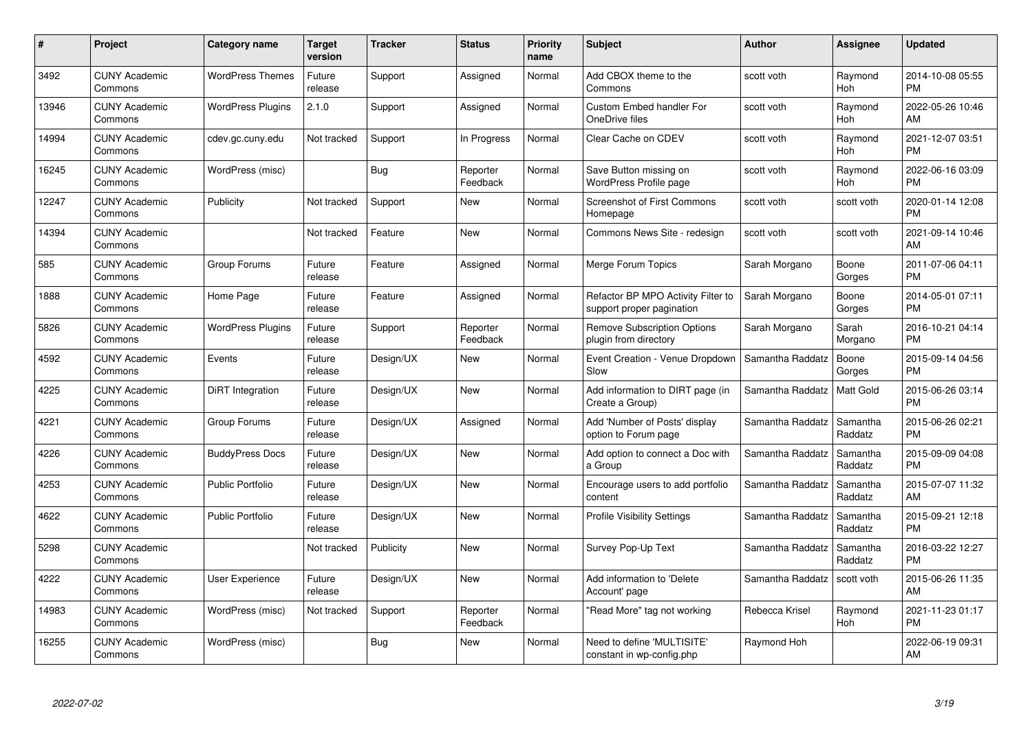| # | Project | Category name | Target version | Tracker | Status | Priority name | Subject | Author | Assignee | Updated |
|---|---|---|---|---|---|---|---|---|---|---|
| 3492 | CUNY Academic Commons | WordPress Themes | Future release | Support | Assigned | Normal | Add CBOX theme to the Commons | scott voth | Raymond Hoh | 2014-10-08 05:55 PM |
| 13946 | CUNY Academic Commons | WordPress Plugins | 2.1.0 | Support | Assigned | Normal | Custom Embed handler For OneDrive files | scott voth | Raymond Hoh | 2022-05-26 10:46 AM |
| 14994 | CUNY Academic Commons | cdev.gc.cuny.edu | Not tracked | Support | In Progress | Normal | Clear Cache on CDEV | scott voth | Raymond Hoh | 2021-12-07 03:51 PM |
| 16245 | CUNY Academic Commons | WordPress (misc) | | Bug | Reporter Feedback | Normal | Save Button missing on WordPress Profile page | scott voth | Raymond Hoh | 2022-06-16 03:09 PM |
| 12247 | CUNY Academic Commons | Publicity | Not tracked | Support | New | Normal | Screenshot of First Commons Homepage | scott voth | scott voth | 2020-01-14 12:08 PM |
| 14394 | CUNY Academic Commons | | Not tracked | Feature | New | Normal | Commons News Site - redesign | scott voth | scott voth | 2021-09-14 10:46 AM |
| 585 | CUNY Academic Commons | Group Forums | Future release | Feature | Assigned | Normal | Merge Forum Topics | Sarah Morgano | Boone Gorges | 2011-07-06 04:11 PM |
| 1888 | CUNY Academic Commons | Home Page | Future release | Feature | Assigned | Normal | Refactor BP MPO Activity Filter to support proper pagination | Sarah Morgano | Boone Gorges | 2014-05-01 07:11 PM |
| 5826 | CUNY Academic Commons | WordPress Plugins | Future release | Support | Reporter Feedback | Normal | Remove Subscription Options plugin from directory | Sarah Morgano | Sarah Morgano | 2016-10-21 04:14 PM |
| 4592 | CUNY Academic Commons | Events | Future release | Design/UX | New | Normal | Event Creation - Venue Dropdown Slow | Samantha Raddatz | Boone Gorges | 2015-09-14 04:56 PM |
| 4225 | CUNY Academic Commons | DiRT Integration | Future release | Design/UX | New | Normal | Add information to DIRT page (in Create a Group) | Samantha Raddatz | Matt Gold | 2015-06-26 03:14 PM |
| 4221 | CUNY Academic Commons | Group Forums | Future release | Design/UX | Assigned | Normal | Add 'Number of Posts' display option to Forum page | Samantha Raddatz | Samantha Raddatz | 2015-06-26 02:21 PM |
| 4226 | CUNY Academic Commons | BuddyPress Docs | Future release | Design/UX | New | Normal | Add option to connect a Doc with a Group | Samantha Raddatz | Samantha Raddatz | 2015-09-09 04:08 PM |
| 4253 | CUNY Academic Commons | Public Portfolio | Future release | Design/UX | New | Normal | Encourage users to add portfolio content | Samantha Raddatz | Samantha Raddatz | 2015-07-07 11:32 AM |
| 4622 | CUNY Academic Commons | Public Portfolio | Future release | Design/UX | New | Normal | Profile Visibility Settings | Samantha Raddatz | Samantha Raddatz | 2015-09-21 12:18 PM |
| 5298 | CUNY Academic Commons | | Not tracked | Publicity | New | Normal | Survey Pop-Up Text | Samantha Raddatz | Samantha Raddatz | 2016-03-22 12:27 PM |
| 4222 | CUNY Academic Commons | User Experience | Future release | Design/UX | New | Normal | Add information to 'Delete Account' page | Samantha Raddatz | scott voth | 2015-06-26 11:35 AM |
| 14983 | CUNY Academic Commons | WordPress (misc) | Not tracked | Support | Reporter Feedback | Normal | "Read More" tag not working | Rebecca Krisel | Raymond Hoh | 2021-11-23 01:17 PM |
| 16255 | CUNY Academic Commons | WordPress (misc) | | Bug | New | Normal | Need to define 'MULTISITE' constant in wp-config.php | Raymond Hoh | | 2022-06-19 09:31 AM |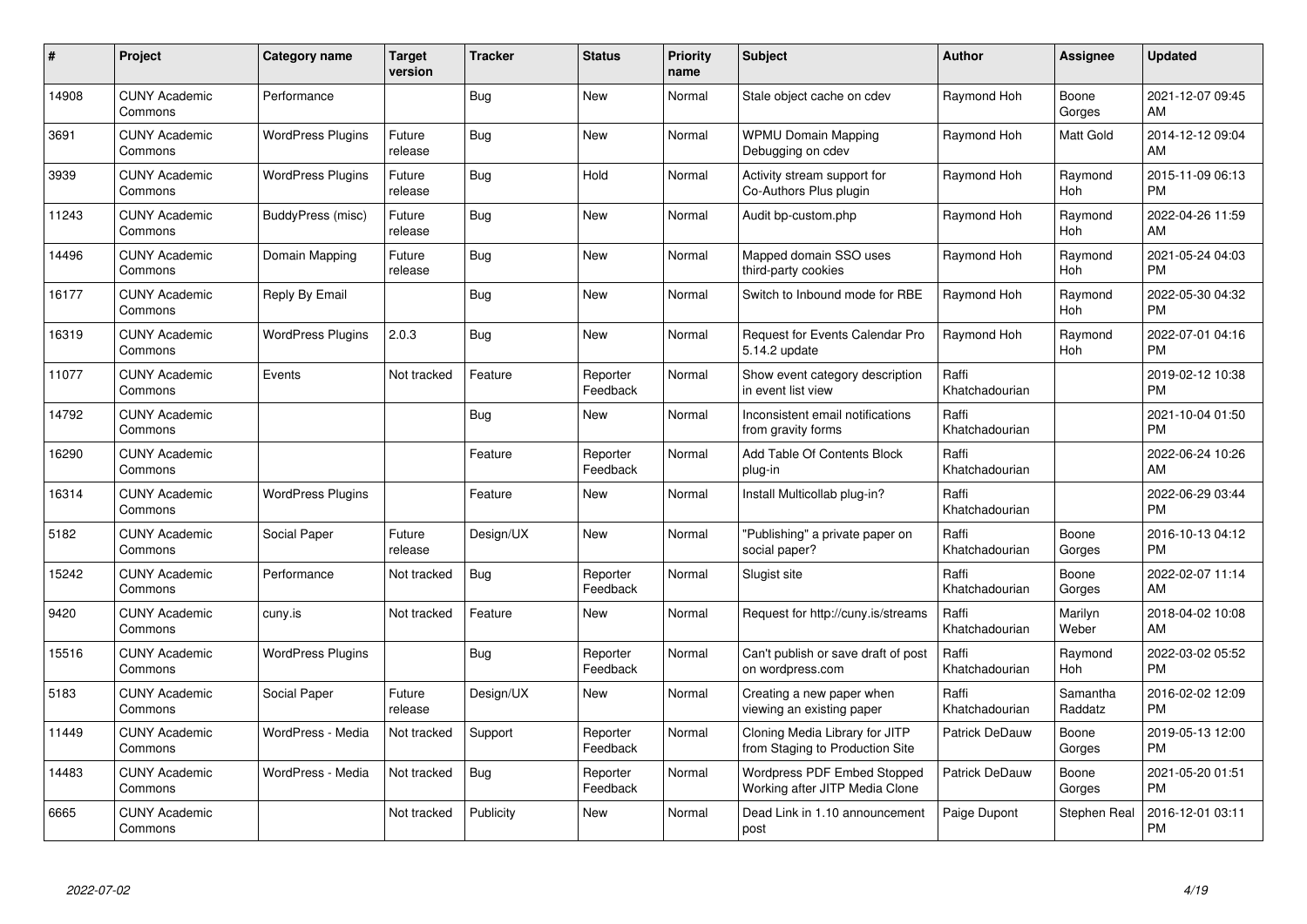| # | Project | Category name | Target version | Tracker | Status | Priority name | Subject | Author | Assignee | Updated |
|---|---|---|---|---|---|---|---|---|---|---|
| 14908 | CUNY Academic Commons | Performance | | Bug | New | Normal | Stale object cache on cdev | Raymond Hoh | Boone Gorges | 2021-12-07 09:45 AM |
| 3691 | CUNY Academic Commons | WordPress Plugins | Future release | Bug | New | Normal | WPMU Domain Mapping Debugging on cdev | Raymond Hoh | Matt Gold | 2014-12-12 09:04 AM |
| 3939 | CUNY Academic Commons | WordPress Plugins | Future release | Bug | Hold | Normal | Activity stream support for Co-Authors Plus plugin | Raymond Hoh | Raymond Hoh | 2015-11-09 06:13 PM |
| 11243 | CUNY Academic Commons | BuddyPress (misc) | Future release | Bug | New | Normal | Audit bp-custom.php | Raymond Hoh | Raymond Hoh | 2022-04-26 11:59 AM |
| 14496 | CUNY Academic Commons | Domain Mapping | Future release | Bug | New | Normal | Mapped domain SSO uses third-party cookies | Raymond Hoh | Raymond Hoh | 2021-05-24 04:03 PM |
| 16177 | CUNY Academic Commons | Reply By Email | | Bug | New | Normal | Switch to Inbound mode for RBE | Raymond Hoh | Raymond Hoh | 2022-05-30 04:32 PM |
| 16319 | CUNY Academic Commons | WordPress Plugins | 2.0.3 | Bug | New | Normal | Request for Events Calendar Pro 5.14.2 update | Raymond Hoh | Raymond Hoh | 2022-07-01 04:16 PM |
| 11077 | CUNY Academic Commons | Events | Not tracked | Feature | Reporter Feedback | Normal | Show event category description in event list view | Raffi Khatchadourian | | 2019-02-12 10:38 PM |
| 14792 | CUNY Academic Commons | | | Bug | New | Normal | Inconsistent email notifications from gravity forms | Raffi Khatchadourian | | 2021-10-04 01:50 PM |
| 16290 | CUNY Academic Commons | | | Feature | Reporter Feedback | Normal | Add Table Of Contents Block plug-in | Raffi Khatchadourian | | 2022-06-24 10:26 AM |
| 16314 | CUNY Academic Commons | WordPress Plugins | | Feature | New | Normal | Install Multicollab plug-in? | Raffi Khatchadourian | | 2022-06-29 03:44 PM |
| 5182 | CUNY Academic Commons | Social Paper | Future release | Design/UX | New | Normal | "Publishing" a private paper on social paper? | Raffi Khatchadourian | Boone Gorges | 2016-10-13 04:12 PM |
| 15242 | CUNY Academic Commons | Performance | Not tracked | Bug | Reporter Feedback | Normal | Slugist site | Raffi Khatchadourian | Boone Gorges | 2022-02-07 11:14 AM |
| 9420 | CUNY Academic Commons | cuny.is | Not tracked | Feature | New | Normal | Request for http://cuny.is/streams | Raffi Khatchadourian | Marilyn Weber | 2018-04-02 10:08 AM |
| 15516 | CUNY Academic Commons | WordPress Plugins | | Bug | Reporter Feedback | Normal | Can't publish or save draft of post on wordpress.com | Raffi Khatchadourian | Raymond Hoh | 2022-03-02 05:52 PM |
| 5183 | CUNY Academic Commons | Social Paper | Future release | Design/UX | New | Normal | Creating a new paper when viewing an existing paper | Raffi Khatchadourian | Samantha Raddatz | 2016-02-02 12:09 PM |
| 11449 | CUNY Academic Commons | WordPress - Media | Not tracked | Support | Reporter Feedback | Normal | Cloning Media Library for JITP from Staging to Production Site | Patrick DeDauw | Boone Gorges | 2019-05-13 12:00 PM |
| 14483 | CUNY Academic Commons | WordPress - Media | Not tracked | Bug | Reporter Feedback | Normal | Wordpress PDF Embed Stopped Working after JITP Media Clone | Patrick DeDauw | Boone Gorges | 2021-05-20 01:51 PM |
| 6665 | CUNY Academic Commons | | Not tracked | Publicity | New | Normal | Dead Link in 1.10 announcement post | Paige Dupont | Stephen Real | 2016-12-01 03:11 PM |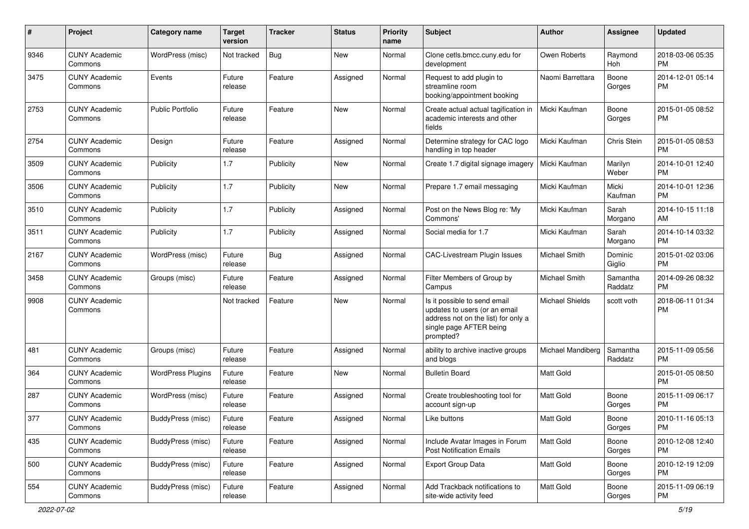| # | Project | Category name | Target version | Tracker | Status | Priority name | Subject | Author | Assignee | Updated |
|---|---|---|---|---|---|---|---|---|---|---|
| 9346 | CUNY Academic Commons | WordPress (misc) | Not tracked | Bug | New | Normal | Clone cetls.bmcc.cuny.edu for development | Owen Roberts | Raymond Hoh | 2018-03-06 05:35 PM |
| 3475 | CUNY Academic Commons | Events | Future release | Feature | Assigned | Normal | Request to add plugin to streamline room booking/appointment booking | Naomi Barrettara | Boone Gorges | 2014-12-01 05:14 PM |
| 2753 | CUNY Academic Commons | Public Portfolio | Future release | Feature | New | Normal | Create actual actual tagification in academic interests and other fields | Micki Kaufman | Boone Gorges | 2015-01-05 08:52 PM |
| 2754 | CUNY Academic Commons | Design | Future release | Feature | Assigned | Normal | Determine strategy for CAC logo handling in top header | Micki Kaufman | Chris Stein | 2015-01-05 08:53 PM |
| 3509 | CUNY Academic Commons | Publicity | 1.7 | Publicity | New | Normal | Create 1.7 digital signage imagery | Micki Kaufman | Marilyn Weber | 2014-10-01 12:40 PM |
| 3506 | CUNY Academic Commons | Publicity | 1.7 | Publicity | New | Normal | Prepare 1.7 email messaging | Micki Kaufman | Micki Kaufman | 2014-10-01 12:36 PM |
| 3510 | CUNY Academic Commons | Publicity | 1.7 | Publicity | Assigned | Normal | Post on the News Blog re: 'My Commons' | Micki Kaufman | Sarah Morgano | 2014-10-15 11:18 AM |
| 3511 | CUNY Academic Commons | Publicity | 1.7 | Publicity | Assigned | Normal | Social media for 1.7 | Micki Kaufman | Sarah Morgano | 2014-10-14 03:32 PM |
| 2167 | CUNY Academic Commons | WordPress (misc) | Future release | Bug | Assigned | Normal | CAC-Livestream Plugin Issues | Michael Smith | Dominic Giglio | 2015-01-02 03:06 PM |
| 3458 | CUNY Academic Commons | Groups (misc) | Future release | Feature | Assigned | Normal | Filter Members of Group by Campus | Michael Smith | Samantha Raddatz | 2014-09-26 08:32 PM |
| 9908 | CUNY Academic Commons | | Not tracked | Feature | New | Normal | Is it possible to send email updates to users (or an email address not on the list) for only a single page AFTER being prompted? | Michael Shields | scott voth | 2018-06-11 01:34 PM |
| 481 | CUNY Academic Commons | Groups (misc) | Future release | Feature | Assigned | Normal | ability to archive inactive groups and blogs | Michael Mandiberg | Samantha Raddatz | 2015-11-09 05:56 PM |
| 364 | CUNY Academic Commons | WordPress Plugins | Future release | Feature | New | Normal | Bulletin Board | Matt Gold | | 2015-01-05 08:50 PM |
| 287 | CUNY Academic Commons | WordPress (misc) | Future release | Feature | Assigned | Normal | Create troubleshooting tool for account sign-up | Matt Gold | Boone Gorges | 2015-11-09 06:17 PM |
| 377 | CUNY Academic Commons | BuddyPress (misc) | Future release | Feature | Assigned | Normal | Like buttons | Matt Gold | Boone Gorges | 2010-11-16 05:13 PM |
| 435 | CUNY Academic Commons | BuddyPress (misc) | Future release | Feature | Assigned | Normal | Include Avatar Images in Forum Post Notification Emails | Matt Gold | Boone Gorges | 2010-12-08 12:40 PM |
| 500 | CUNY Academic Commons | BuddyPress (misc) | Future release | Feature | Assigned | Normal | Export Group Data | Matt Gold | Boone Gorges | 2010-12-19 12:09 PM |
| 554 | CUNY Academic Commons | BuddyPress (misc) | Future release | Feature | Assigned | Normal | Add Trackback notifications to site-wide activity feed | Matt Gold | Boone Gorges | 2015-11-09 06:19 PM |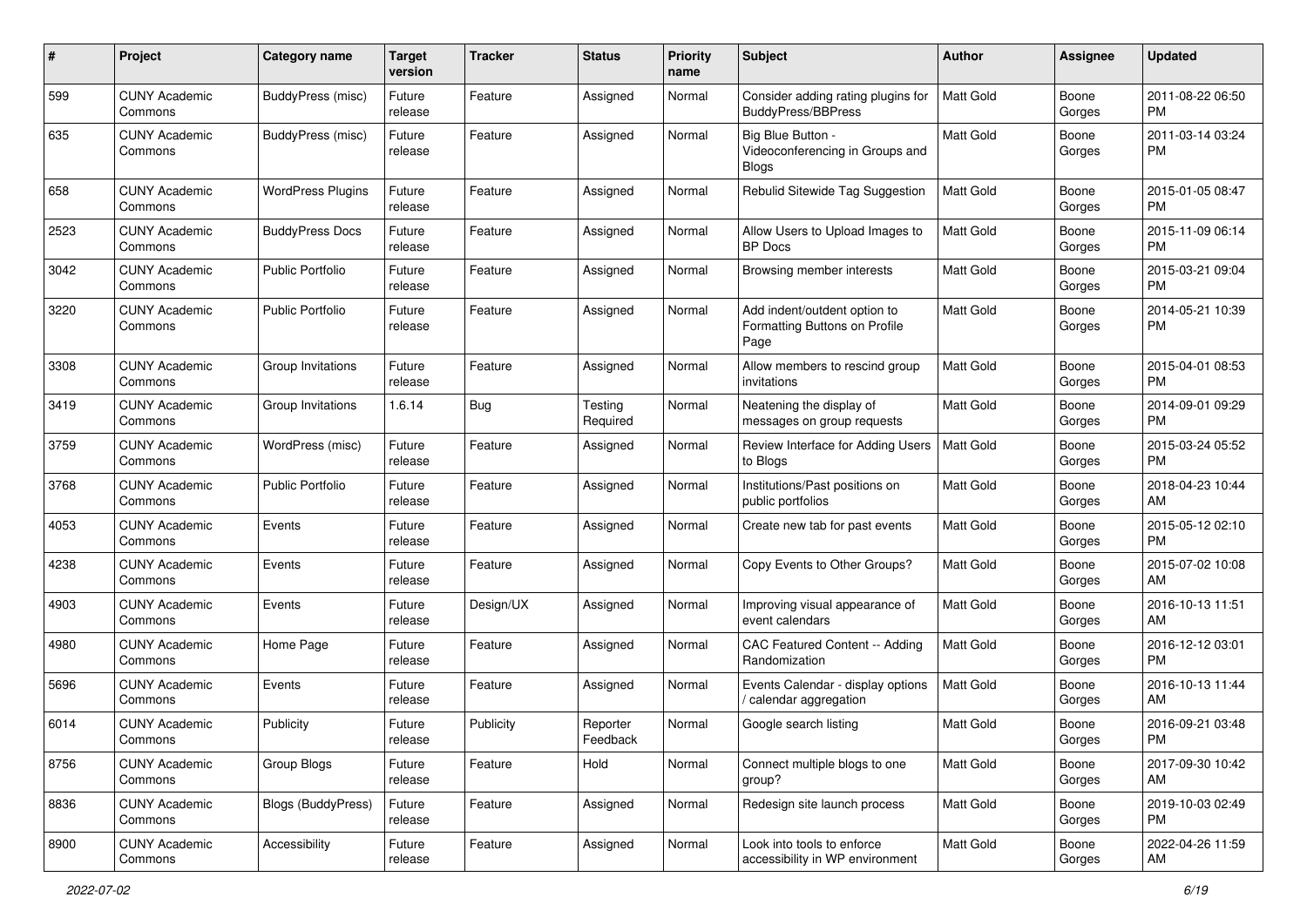| # | Project | Category name | Target version | Tracker | Status | Priority name | Subject | Author | Assignee | Updated |
|---|---|---|---|---|---|---|---|---|---|---|
| 599 | CUNY Academic Commons | BuddyPress (misc) | Future release | Feature | Assigned | Normal | Consider adding rating plugins for BuddyPress/BBPress | Matt Gold | Boone Gorges | 2011-08-22 06:50 PM |
| 635 | CUNY Academic Commons | BuddyPress (misc) | Future release | Feature | Assigned | Normal | Big Blue Button - Videoconferencing in Groups and Blogs | Matt Gold | Boone Gorges | 2011-03-14 03:24 PM |
| 658 | CUNY Academic Commons | WordPress Plugins | Future release | Feature | Assigned | Normal | Rebulid Sitewide Tag Suggestion | Matt Gold | Boone Gorges | 2015-01-05 08:47 PM |
| 2523 | CUNY Academic Commons | BuddyPress Docs | Future release | Feature | Assigned | Normal | Allow Users to Upload Images to BP Docs | Matt Gold | Boone Gorges | 2015-11-09 06:14 PM |
| 3042 | CUNY Academic Commons | Public Portfolio | Future release | Feature | Assigned | Normal | Browsing member interests | Matt Gold | Boone Gorges | 2015-03-21 09:04 PM |
| 3220 | CUNY Academic Commons | Public Portfolio | Future release | Feature | Assigned | Normal | Add indent/outdent option to Formatting Buttons on Profile Page | Matt Gold | Boone Gorges | 2014-05-21 10:39 PM |
| 3308 | CUNY Academic Commons | Group Invitations | Future release | Feature | Assigned | Normal | Allow members to rescind group invitations | Matt Gold | Boone Gorges | 2015-04-01 08:53 PM |
| 3419 | CUNY Academic Commons | Group Invitations | 1.6.14 | Bug | Testing Required | Normal | Neatening the display of messages on group requests | Matt Gold | Boone Gorges | 2014-09-01 09:29 PM |
| 3759 | CUNY Academic Commons | WordPress (misc) | Future release | Feature | Assigned | Normal | Review Interface for Adding Users to Blogs | Matt Gold | Boone Gorges | 2015-03-24 05:52 PM |
| 3768 | CUNY Academic Commons | Public Portfolio | Future release | Feature | Assigned | Normal | Institutions/Past positions on public portfolios | Matt Gold | Boone Gorges | 2018-04-23 10:44 AM |
| 4053 | CUNY Academic Commons | Events | Future release | Feature | Assigned | Normal | Create new tab for past events | Matt Gold | Boone Gorges | 2015-05-12 02:10 PM |
| 4238 | CUNY Academic Commons | Events | Future release | Feature | Assigned | Normal | Copy Events to Other Groups? | Matt Gold | Boone Gorges | 2015-07-02 10:08 AM |
| 4903 | CUNY Academic Commons | Events | Future release | Design/UX | Assigned | Normal | Improving visual appearance of event calendars | Matt Gold | Boone Gorges | 2016-10-13 11:51 AM |
| 4980 | CUNY Academic Commons | Home Page | Future release | Feature | Assigned | Normal | CAC Featured Content -- Adding Randomization | Matt Gold | Boone Gorges | 2016-12-12 03:01 PM |
| 5696 | CUNY Academic Commons | Events | Future release | Feature | Assigned | Normal | Events Calendar - display options / calendar aggregation | Matt Gold | Boone Gorges | 2016-10-13 11:44 AM |
| 6014 | CUNY Academic Commons | Publicity | Future release | Publicity | Reporter Feedback | Normal | Google search listing | Matt Gold | Boone Gorges | 2016-09-21 03:48 PM |
| 8756 | CUNY Academic Commons | Group Blogs | Future release | Feature | Hold | Normal | Connect multiple blogs to one group? | Matt Gold | Boone Gorges | 2017-09-30 10:42 AM |
| 8836 | CUNY Academic Commons | Blogs (BuddyPress) | Future release | Feature | Assigned | Normal | Redesign site launch process | Matt Gold | Boone Gorges | 2019-10-03 02:49 PM |
| 8900 | CUNY Academic Commons | Accessibility | Future release | Feature | Assigned | Normal | Look into tools to enforce accessibility in WP environment | Matt Gold | Boone Gorges | 2022-04-26 11:59 AM |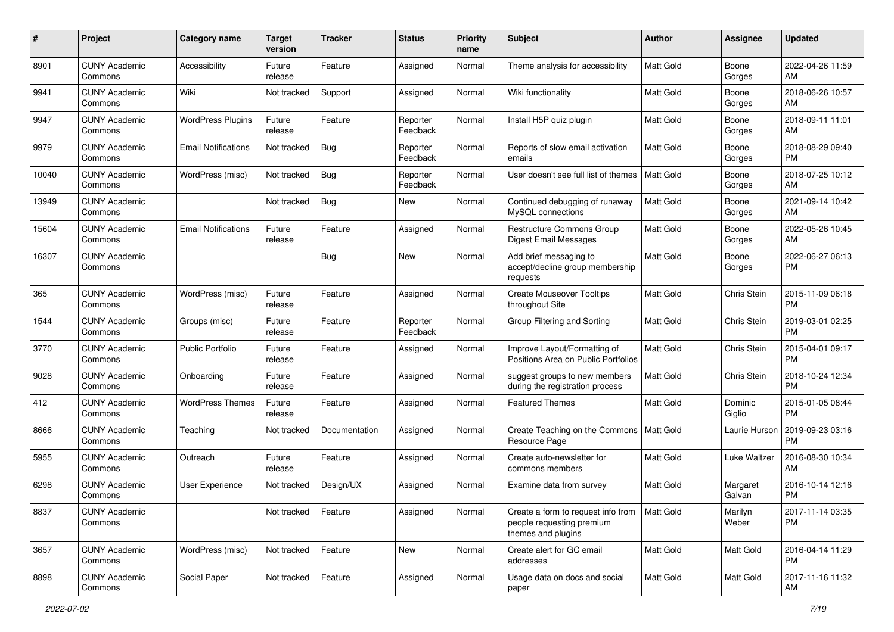| # | Project | Category name | Target version | Tracker | Status | Priority name | Subject | Author | Assignee | Updated |
|---|---|---|---|---|---|---|---|---|---|---|
| 8901 | CUNY Academic Commons | Accessibility | Future release | Feature | Assigned | Normal | Theme analysis for accessibility | Matt Gold | Boone Gorges | 2022-04-26 11:59 AM |
| 9941 | CUNY Academic Commons | Wiki | Not tracked | Support | Assigned | Normal | Wiki functionality | Matt Gold | Boone Gorges | 2018-06-26 10:57 AM |
| 9947 | CUNY Academic Commons | WordPress Plugins | Future release | Feature | Reporter Feedback | Normal | Install H5P quiz plugin | Matt Gold | Boone Gorges | 2018-09-11 11:01 AM |
| 9979 | CUNY Academic Commons | Email Notifications | Not tracked | Bug | Reporter Feedback | Normal | Reports of slow email activation emails | Matt Gold | Boone Gorges | 2018-08-29 09:40 PM |
| 10040 | CUNY Academic Commons | WordPress (misc) | Not tracked | Bug | Reporter Feedback | Normal | User doesn't see full list of themes | Matt Gold | Boone Gorges | 2018-07-25 10:12 AM |
| 13949 | CUNY Academic Commons | | Not tracked | Bug | New | Normal | Continued debugging of runaway MySQL connections | Matt Gold | Boone Gorges | 2021-09-14 10:42 AM |
| 15604 | CUNY Academic Commons | Email Notifications | Future release | Feature | Assigned | Normal | Restructure Commons Group Digest Email Messages | Matt Gold | Boone Gorges | 2022-05-26 10:45 AM |
| 16307 | CUNY Academic Commons | | | Bug | New | Normal | Add brief messaging to accept/decline group membership requests | Matt Gold | Boone Gorges | 2022-06-27 06:13 PM |
| 365 | CUNY Academic Commons | WordPress (misc) | Future release | Feature | Assigned | Normal | Create Mouseover Tooltips throughout Site | Matt Gold | Chris Stein | 2015-11-09 06:18 PM |
| 1544 | CUNY Academic Commons | Groups (misc) | Future release | Feature | Reporter Feedback | Normal | Group Filtering and Sorting | Matt Gold | Chris Stein | 2019-03-01 02:25 PM |
| 3770 | CUNY Academic Commons | Public Portfolio | Future release | Feature | Assigned | Normal | Improve Layout/Formatting of Positions Area on Public Portfolios | Matt Gold | Chris Stein | 2015-04-01 09:17 PM |
| 9028 | CUNY Academic Commons | Onboarding | Future release | Feature | Assigned | Normal | suggest groups to new members during the registration process | Matt Gold | Chris Stein | 2018-10-24 12:34 PM |
| 412 | CUNY Academic Commons | WordPress Themes | Future release | Feature | Assigned | Normal | Featured Themes | Matt Gold | Dominic Giglio | 2015-01-05 08:44 PM |
| 8666 | CUNY Academic Commons | Teaching | Not tracked | Documentation | Assigned | Normal | Create Teaching on the Commons Resource Page | Matt Gold | Laurie Hurson | 2019-09-23 03:16 PM |
| 5955 | CUNY Academic Commons | Outreach | Future release | Feature | Assigned | Normal | Create auto-newsletter for commons members | Matt Gold | Luke Waltzer | 2016-08-30 10:34 AM |
| 6298 | CUNY Academic Commons | User Experience | Not tracked | Design/UX | Assigned | Normal | Examine data from survey | Matt Gold | Margaret Galvan | 2016-10-14 12:16 PM |
| 8837 | CUNY Academic Commons | | Not tracked | Feature | Assigned | Normal | Create a form to request info from people requesting premium themes and plugins | Matt Gold | Marilyn Weber | 2017-11-14 03:35 PM |
| 3657 | CUNY Academic Commons | WordPress (misc) | Not tracked | Feature | New | Normal | Create alert for GC email addresses | Matt Gold | Matt Gold | 2016-04-14 11:29 PM |
| 8898 | CUNY Academic Commons | Social Paper | Not tracked | Feature | Assigned | Normal | Usage data on docs and social paper | Matt Gold | Matt Gold | 2017-11-16 11:32 AM |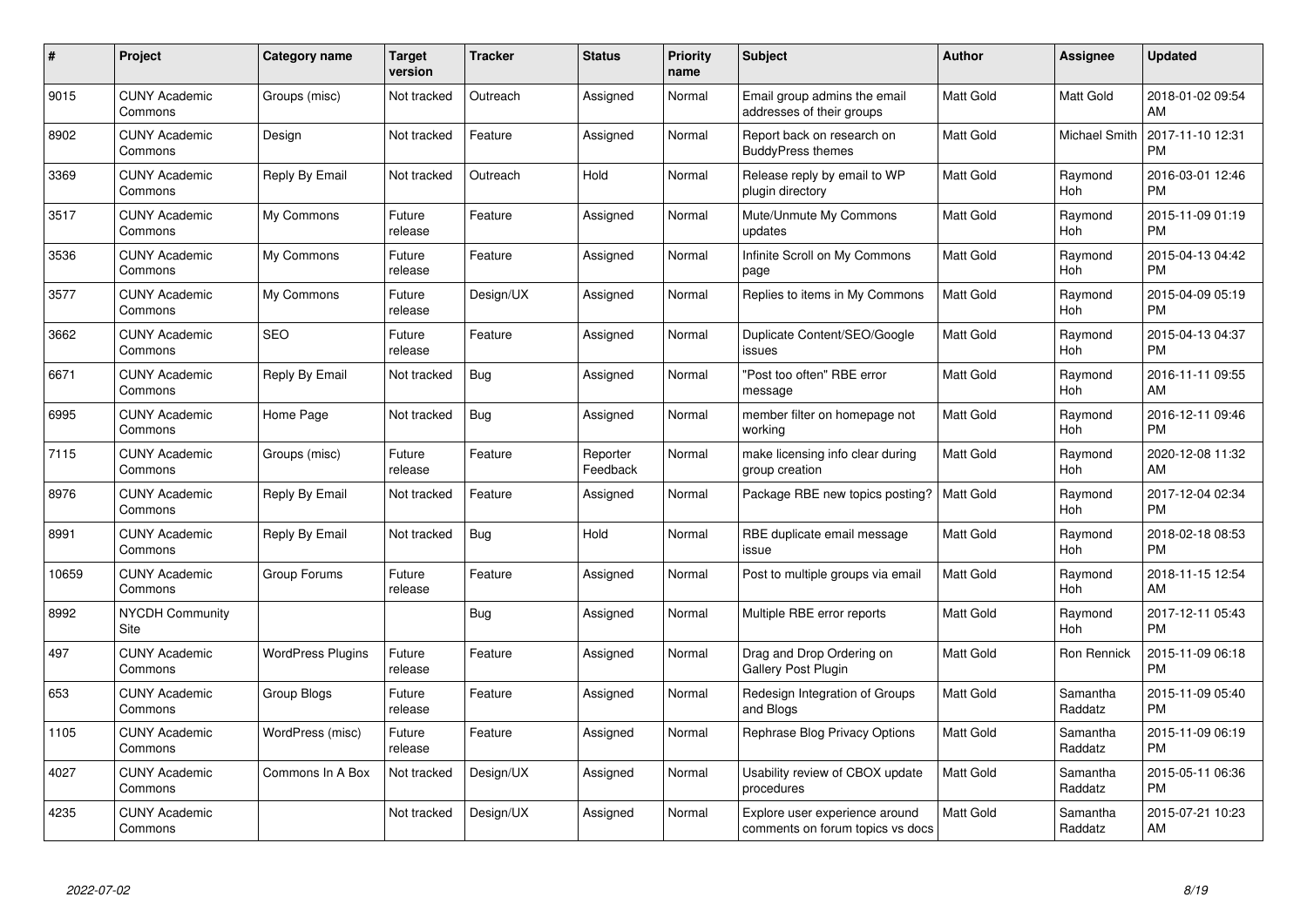| # | Project | Category name | Target version | Tracker | Status | Priority name | Subject | Author | Assignee | Updated |
|---|---|---|---|---|---|---|---|---|---|---|
| 9015 | CUNY Academic Commons | Groups (misc) | Not tracked | Outreach | Assigned | Normal | Email group admins the email addresses of their groups | Matt Gold | Matt Gold | 2018-01-02 09:54 AM |
| 8902 | CUNY Academic Commons | Design | Not tracked | Feature | Assigned | Normal | Report back on research on BuddyPress themes | Matt Gold | Michael Smith | 2017-11-10 12:31 PM |
| 3369 | CUNY Academic Commons | Reply By Email | Not tracked | Outreach | Hold | Normal | Release reply by email to WP plugin directory | Matt Gold | Raymond Hoh | 2016-03-01 12:46 PM |
| 3517 | CUNY Academic Commons | My Commons | Future release | Feature | Assigned | Normal | Mute/Unmute My Commons updates | Matt Gold | Raymond Hoh | 2015-11-09 01:19 PM |
| 3536 | CUNY Academic Commons | My Commons | Future release | Feature | Assigned | Normal | Infinite Scroll on My Commons page | Matt Gold | Raymond Hoh | 2015-04-13 04:42 PM |
| 3577 | CUNY Academic Commons | My Commons | Future release | Design/UX | Assigned | Normal | Replies to items in My Commons | Matt Gold | Raymond Hoh | 2015-04-09 05:19 PM |
| 3662 | CUNY Academic Commons | SEO | Future release | Feature | Assigned | Normal | Duplicate Content/SEO/Google issues | Matt Gold | Raymond Hoh | 2015-04-13 04:37 PM |
| 6671 | CUNY Academic Commons | Reply By Email | Not tracked | Bug | Assigned | Normal | "Post too often" RBE error message | Matt Gold | Raymond Hoh | 2016-11-11 09:55 AM |
| 6995 | CUNY Academic Commons | Home Page | Not tracked | Bug | Assigned | Normal | member filter on homepage not working | Matt Gold | Raymond Hoh | 2016-12-11 09:46 PM |
| 7115 | CUNY Academic Commons | Groups (misc) | Future release | Feature | Reporter Feedback | Normal | make licensing info clear during group creation | Matt Gold | Raymond Hoh | 2020-12-08 11:32 AM |
| 8976 | CUNY Academic Commons | Reply By Email | Not tracked | Feature | Assigned | Normal | Package RBE new topics posting? | Matt Gold | Raymond Hoh | 2017-12-04 02:34 PM |
| 8991 | CUNY Academic Commons | Reply By Email | Not tracked | Bug | Hold | Normal | RBE duplicate email message issue | Matt Gold | Raymond Hoh | 2018-02-18 08:53 PM |
| 10659 | CUNY Academic Commons | Group Forums | Future release | Feature | Assigned | Normal | Post to multiple groups via email | Matt Gold | Raymond Hoh | 2018-11-15 12:54 AM |
| 8992 | NYCDH Community Site | | | Bug | Assigned | Normal | Multiple RBE error reports | Matt Gold | Raymond Hoh | 2017-12-11 05:43 PM |
| 497 | CUNY Academic Commons | WordPress Plugins | Future release | Feature | Assigned | Normal | Drag and Drop Ordering on Gallery Post Plugin | Matt Gold | Ron Rennick | 2015-11-09 06:18 PM |
| 653 | CUNY Academic Commons | Group Blogs | Future release | Feature | Assigned | Normal | Redesign Integration of Groups and Blogs | Matt Gold | Samantha Raddatz | 2015-11-09 05:40 PM |
| 1105 | CUNY Academic Commons | WordPress (misc) | Future release | Feature | Assigned | Normal | Rephrase Blog Privacy Options | Matt Gold | Samantha Raddatz | 2015-11-09 06:19 PM |
| 4027 | CUNY Academic Commons | Commons In A Box | Not tracked | Design/UX | Assigned | Normal | Usability review of CBOX update procedures | Matt Gold | Samantha Raddatz | 2015-05-11 06:36 PM |
| 4235 | CUNY Academic Commons | | Not tracked | Design/UX | Assigned | Normal | Explore user experience around comments on forum topics vs docs | Matt Gold | Samantha Raddatz | 2015-07-21 10:23 AM |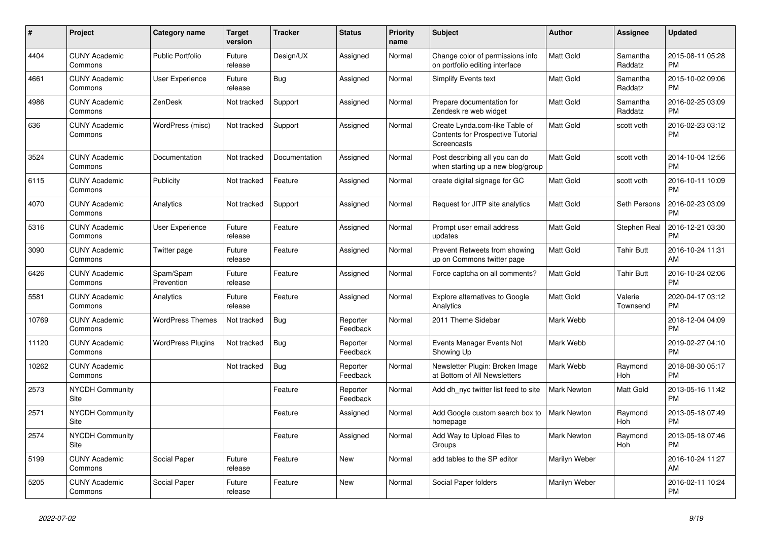| # | Project | Category name | Target version | Tracker | Status | Priority name | Subject | Author | Assignee | Updated |
|---|---|---|---|---|---|---|---|---|---|---|
| 4404 | CUNY Academic Commons | Public Portfolio | Future release | Design/UX | Assigned | Normal | Change color of permissions info on portfolio editing interface | Matt Gold | Samantha Raddatz | 2015-08-11 05:28 PM |
| 4661 | CUNY Academic Commons | User Experience | Future release | Bug | Assigned | Normal | Simplify Events text | Matt Gold | Samantha Raddatz | 2015-10-02 09:06 PM |
| 4986 | CUNY Academic Commons | ZenDesk | Not tracked | Support | Assigned | Normal | Prepare documentation for Zendesk re web widget | Matt Gold | Samantha Raddatz | 2016-02-25 03:09 PM |
| 636 | CUNY Academic Commons | WordPress (misc) | Not tracked | Support | Assigned | Normal | Create Lynda.com-like Table of Contents for Prospective Tutorial Screencasts | Matt Gold | scott voth | 2016-02-23 03:12 PM |
| 3524 | CUNY Academic Commons | Documentation | Not tracked | Documentation | Assigned | Normal | Post describing all you can do when starting up a new blog/group | Matt Gold | scott voth | 2014-10-04 12:56 PM |
| 6115 | CUNY Academic Commons | Publicity | Not tracked | Feature | Assigned | Normal | create digital signage for GC | Matt Gold | scott voth | 2016-10-11 10:09 PM |
| 4070 | CUNY Academic Commons | Analytics | Not tracked | Support | Assigned | Normal | Request for JITP site analytics | Matt Gold | Seth Persons | 2016-02-23 03:09 PM |
| 5316 | CUNY Academic Commons | User Experience | Future release | Feature | Assigned | Normal | Prompt user email address updates | Matt Gold | Stephen Real | 2016-12-21 03:30 PM |
| 3090 | CUNY Academic Commons | Twitter page | Future release | Feature | Assigned | Normal | Prevent Retweets from showing up on Commons twitter page | Matt Gold | Tahir Butt | 2016-10-24 11:31 AM |
| 6426 | CUNY Academic Commons | Spam/Spam Prevention | Future release | Feature | Assigned | Normal | Force captcha on all comments? | Matt Gold | Tahir Butt | 2016-10-24 02:06 PM |
| 5581 | CUNY Academic Commons | Analytics | Future release | Feature | Assigned | Normal | Explore alternatives to Google Analytics | Matt Gold | Valerie Townsend | 2020-04-17 03:12 PM |
| 10769 | CUNY Academic Commons | WordPress Themes | Not tracked | Bug | Reporter Feedback | Normal | 2011 Theme Sidebar | Mark Webb | | 2018-12-04 04:09 PM |
| 11120 | CUNY Academic Commons | WordPress Plugins | Not tracked | Bug | Reporter Feedback | Normal | Events Manager Events Not Showing Up | Mark Webb | | 2019-02-27 04:10 PM |
| 10262 | CUNY Academic Commons | | Not tracked | Bug | Reporter Feedback | Normal | Newsletter Plugin: Broken Image at Bottom of All Newsletters | Mark Webb | Raymond Hoh | 2018-08-30 05:17 PM |
| 2573 | NYCDH Community Site | | | Feature | Reporter Feedback | Normal | Add dh_nyc twitter list feed to site | Mark Newton | Matt Gold | 2013-05-16 11:42 PM |
| 2571 | NYCDH Community Site | | | Feature | Assigned | Normal | Add Google custom search box to homepage | Mark Newton | Raymond Hoh | 2013-05-18 07:49 PM |
| 2574 | NYCDH Community Site | | | Feature | Assigned | Normal | Add Way to Upload Files to Groups | Mark Newton | Raymond Hoh | 2013-05-18 07:46 PM |
| 5199 | CUNY Academic Commons | Social Paper | Future release | Feature | New | Normal | add tables to the SP editor | Marilyn Weber | | 2016-10-24 11:27 AM |
| 5205 | CUNY Academic Commons | Social Paper | Future release | Feature | New | Normal | Social Paper folders | Marilyn Weber | | 2016-02-11 10:24 PM |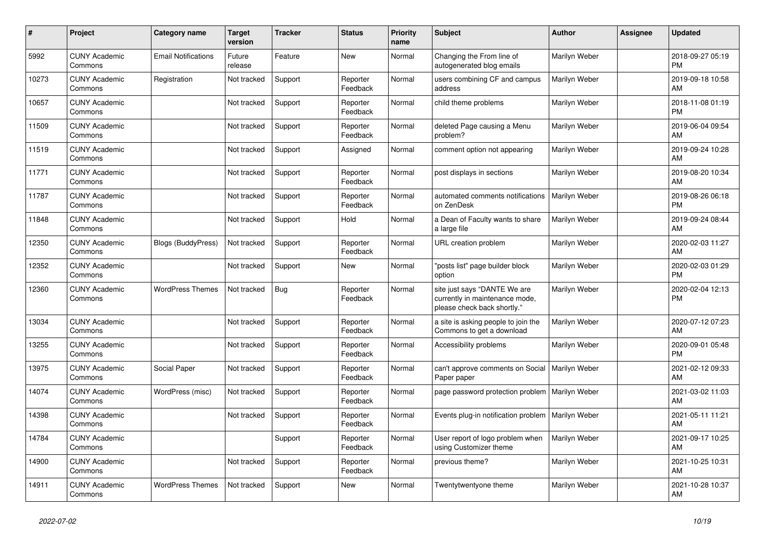| # | Project | Category name | Target version | Tracker | Status | Priority name | Subject | Author | Assignee | Updated |
|---|---|---|---|---|---|---|---|---|---|---|
| 5992 | CUNY Academic Commons | Email Notifications | Future release | Feature | New | Normal | Changing the From line of autogenerated blog emails | Marilyn Weber | | 2018-09-27 05:19 PM |
| 10273 | CUNY Academic Commons | Registration | Not tracked | Support | Reporter Feedback | Normal | users combining CF and campus address | Marilyn Weber | | 2019-09-18 10:58 AM |
| 10657 | CUNY Academic Commons | | Not tracked | Support | Reporter Feedback | Normal | child theme problems | Marilyn Weber | | 2018-11-08 01:19 PM |
| 11509 | CUNY Academic Commons | | Not tracked | Support | Reporter Feedback | Normal | deleted Page causing a Menu problem? | Marilyn Weber | | 2019-06-04 09:54 AM |
| 11519 | CUNY Academic Commons | | Not tracked | Support | Assigned | Normal | comment option not appearing | Marilyn Weber | | 2019-09-24 10:28 AM |
| 11771 | CUNY Academic Commons | | Not tracked | Support | Reporter Feedback | Normal | post displays in sections | Marilyn Weber | | 2019-08-20 10:34 AM |
| 11787 | CUNY Academic Commons | | Not tracked | Support | Reporter Feedback | Normal | automated comments notifications on ZenDesk | Marilyn Weber | | 2019-08-26 06:18 PM |
| 11848 | CUNY Academic Commons | | Not tracked | Support | Hold | Normal | a Dean of Faculty wants to share a large file | Marilyn Weber | | 2019-09-24 08:44 AM |
| 12350 | CUNY Academic Commons | Blogs (BuddyPress) | Not tracked | Support | Reporter Feedback | Normal | URL creation problem | Marilyn Weber | | 2020-02-03 11:27 AM |
| 12352 | CUNY Academic Commons | | Not tracked | Support | New | Normal | "posts list" page builder block option | Marilyn Weber | | 2020-02-03 01:29 PM |
| 12360 | CUNY Academic Commons | WordPress Themes | Not tracked | Bug | Reporter Feedback | Normal | site just says "DANTE We are currently in maintenance mode, please check back shortly." | Marilyn Weber | | 2020-02-04 12:13 PM |
| 13034 | CUNY Academic Commons | | Not tracked | Support | Reporter Feedback | Normal | a site is asking people to join the Commons to get a download | Marilyn Weber | | 2020-07-12 07:23 AM |
| 13255 | CUNY Academic Commons | | Not tracked | Support | Reporter Feedback | Normal | Accessibility problems | Marilyn Weber | | 2020-09-01 05:48 PM |
| 13975 | CUNY Academic Commons | Social Paper | Not tracked | Support | Reporter Feedback | Normal | can't approve comments on Social Paper paper | Marilyn Weber | | 2021-02-12 09:33 AM |
| 14074 | CUNY Academic Commons | WordPress (misc) | Not tracked | Support | Reporter Feedback | Normal | page password protection problem | Marilyn Weber | | 2021-03-02 11:03 AM |
| 14398 | CUNY Academic Commons | | Not tracked | Support | Reporter Feedback | Normal | Events plug-in notification problem | Marilyn Weber | | 2021-05-11 11:21 AM |
| 14784 | CUNY Academic Commons | | | Support | Reporter Feedback | Normal | User report of logo problem when using Customizer theme | Marilyn Weber | | 2021-09-17 10:25 AM |
| 14900 | CUNY Academic Commons | | Not tracked | Support | Reporter Feedback | Normal | previous theme? | Marilyn Weber | | 2021-10-25 10:31 AM |
| 14911 | CUNY Academic Commons | WordPress Themes | Not tracked | Support | New | Normal | Twentytwentyone theme | Marilyn Weber | | 2021-10-28 10:37 AM |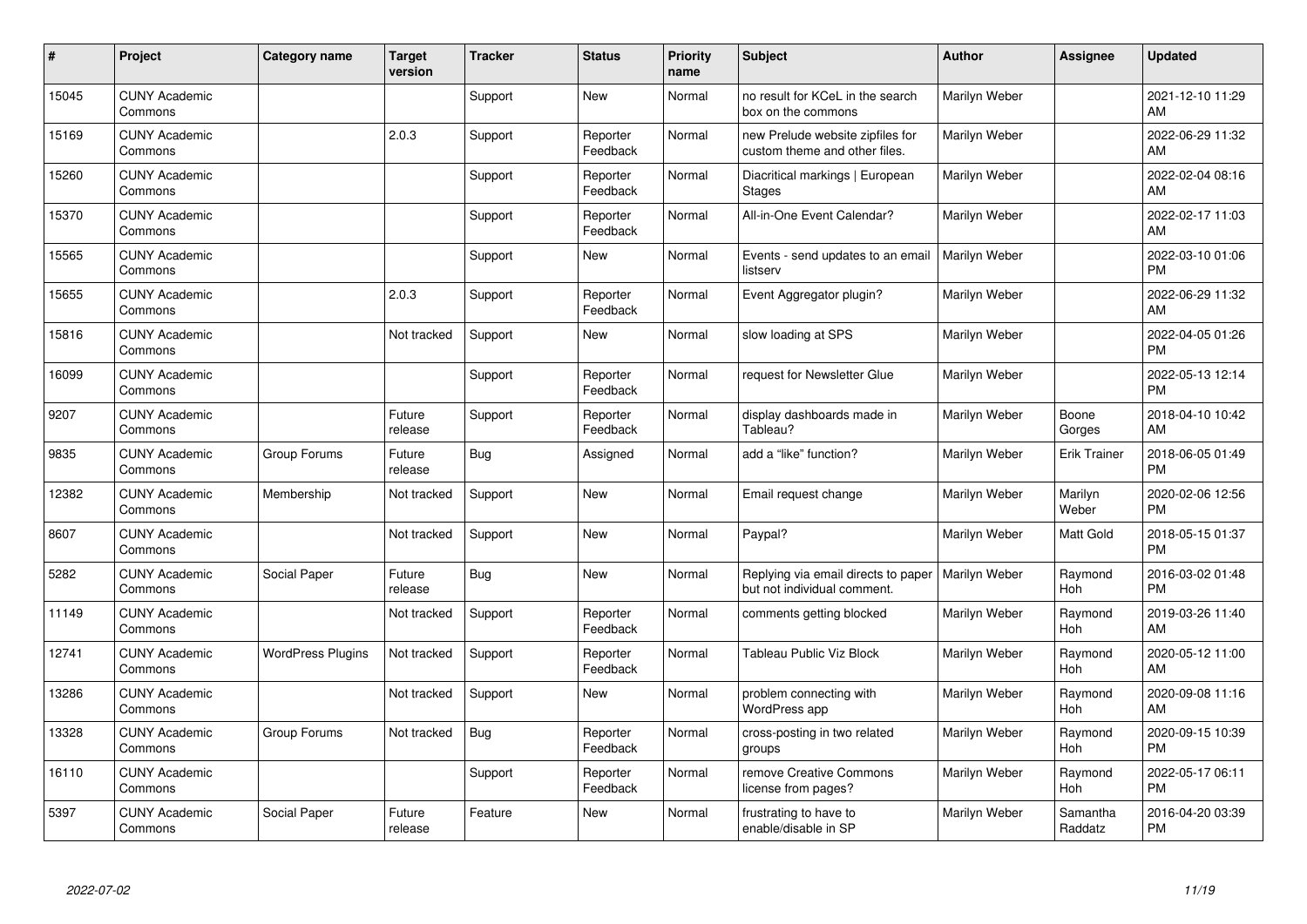| # | Project | Category name | Target version | Tracker | Status | Priority name | Subject | Author | Assignee | Updated |
|---|---|---|---|---|---|---|---|---|---|---|
| 15045 | CUNY Academic Commons | | | Support | New | Normal | no result for KCeL in the search box on the commons | Marilyn Weber | | 2021-12-10 11:29 AM |
| 15169 | CUNY Academic Commons | | 2.0.3 | Support | Reporter Feedback | Normal | new Prelude website zipfiles for custom theme and other files. | Marilyn Weber | | 2022-06-29 11:32 AM |
| 15260 | CUNY Academic Commons | | | Support | Reporter Feedback | Normal | Diacritical markings \| European Stages | Marilyn Weber | | 2022-02-04 08:16 AM |
| 15370 | CUNY Academic Commons | | | Support | Reporter Feedback | Normal | All-in-One Event Calendar? | Marilyn Weber | | 2022-02-17 11:03 AM |
| 15565 | CUNY Academic Commons | | | Support | New | Normal | Events - send updates to an email listserv | Marilyn Weber | | 2022-03-10 01:06 PM |
| 15655 | CUNY Academic Commons | | 2.0.3 | Support | Reporter Feedback | Normal | Event Aggregator plugin? | Marilyn Weber | | 2022-06-29 11:32 AM |
| 15816 | CUNY Academic Commons | | Not tracked | Support | New | Normal | slow loading at SPS | Marilyn Weber | | 2022-04-05 01:26 PM |
| 16099 | CUNY Academic Commons | | | Support | Reporter Feedback | Normal | request for Newsletter Glue | Marilyn Weber | | 2022-05-13 12:14 PM |
| 9207 | CUNY Academic Commons | | Future release | Support | Reporter Feedback | Normal | display dashboards made in Tableau? | Marilyn Weber | Boone Gorges | 2018-04-10 10:42 AM |
| 9835 | CUNY Academic Commons | Group Forums | Future release | Bug | Assigned | Normal | add a “like” function? | Marilyn Weber | Erik Trainer | 2018-06-05 01:49 PM |
| 12382 | CUNY Academic Commons | Membership | Not tracked | Support | New | Normal | Email request change | Marilyn Weber | Marilyn Weber | 2020-02-06 12:56 PM |
| 8607 | CUNY Academic Commons | | Not tracked | Support | New | Normal | Paypal? | Marilyn Weber | Matt Gold | 2018-05-15 01:37 PM |
| 5282 | CUNY Academic Commons | Social Paper | Future release | Bug | New | Normal | Replying via email directs to paper but not individual comment. | Marilyn Weber | Raymond Hoh | 2016-03-02 01:48 PM |
| 11149 | CUNY Academic Commons | | Not tracked | Support | Reporter Feedback | Normal | comments getting blocked | Marilyn Weber | Raymond Hoh | 2019-03-26 11:40 AM |
| 12741 | CUNY Academic Commons | WordPress Plugins | Not tracked | Support | Reporter Feedback | Normal | Tableau Public Viz Block | Marilyn Weber | Raymond Hoh | 2020-05-12 11:00 AM |
| 13286 | CUNY Academic Commons | | Not tracked | Support | New | Normal | problem connecting with WordPress app | Marilyn Weber | Raymond Hoh | 2020-09-08 11:16 AM |
| 13328 | CUNY Academic Commons | Group Forums | Not tracked | Bug | Reporter Feedback | Normal | cross-posting in two related groups | Marilyn Weber | Raymond Hoh | 2020-09-15 10:39 PM |
| 16110 | CUNY Academic Commons | | | Support | Reporter Feedback | Normal | remove Creative Commons license from pages? | Marilyn Weber | Raymond Hoh | 2022-05-17 06:11 PM |
| 5397 | CUNY Academic Commons | Social Paper | Future release | Feature | New | Normal | frustrating to have to enable/disable in SP | Marilyn Weber | Samantha Raddatz | 2016-04-20 03:39 PM |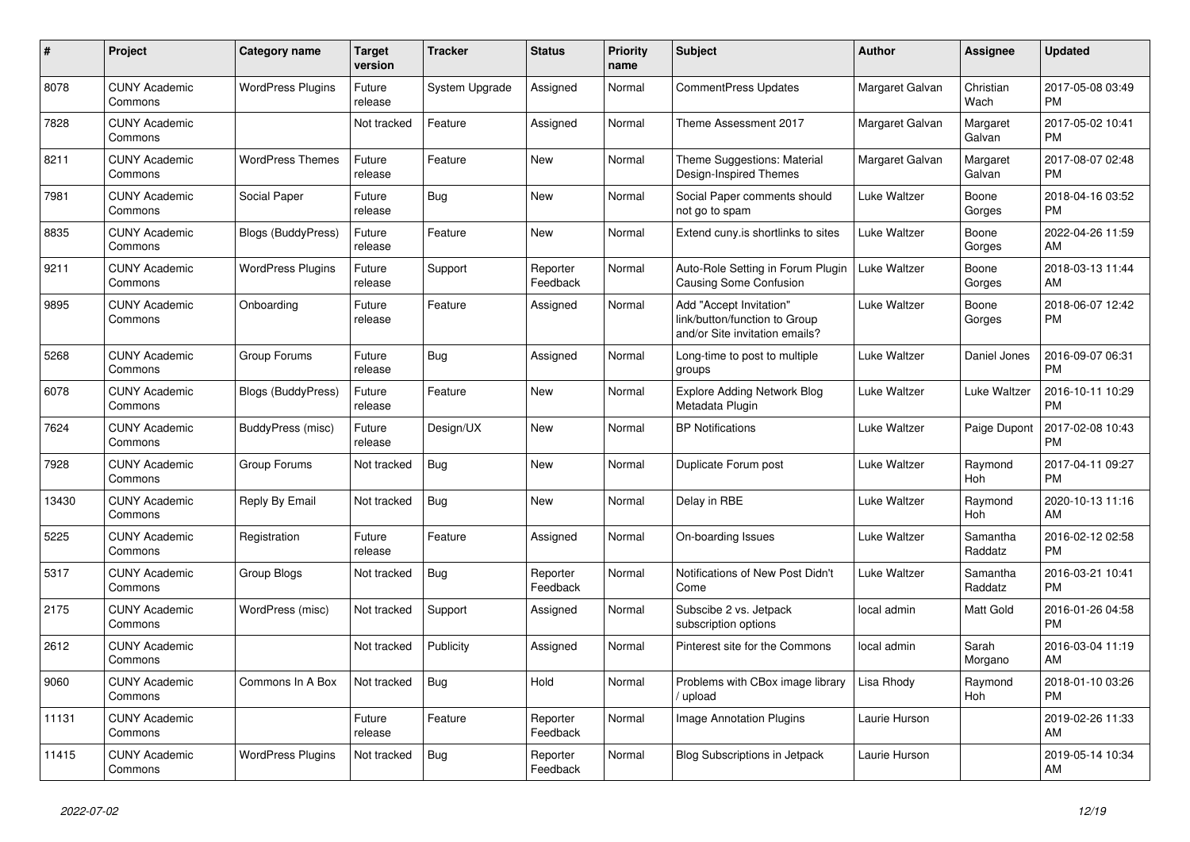| # | Project | Category name | Target version | Tracker | Status | Priority name | Subject | Author | Assignee | Updated |
|---|---|---|---|---|---|---|---|---|---|---|
| 8078 | CUNY Academic Commons | WordPress Plugins | Future release | System Upgrade | Assigned | Normal | CommentPress Updates | Margaret Galvan | Christian Wach | 2017-05-08 03:49 PM |
| 7828 | CUNY Academic Commons | | Not tracked | Feature | Assigned | Normal | Theme Assessment 2017 | Margaret Galvan | Margaret Galvan | 2017-05-02 10:41 PM |
| 8211 | CUNY Academic Commons | WordPress Themes | Future release | Feature | New | Normal | Theme Suggestions: Material Design-Inspired Themes | Margaret Galvan | Margaret Galvan | 2017-08-07 02:48 PM |
| 7981 | CUNY Academic Commons | Social Paper | Future release | Bug | New | Normal | Social Paper comments should not go to spam | Luke Waltzer | Boone Gorges | 2018-04-16 03:52 PM |
| 8835 | CUNY Academic Commons | Blogs (BuddyPress) | Future release | Feature | New | Normal | Extend cuny.is shortlinks to sites | Luke Waltzer | Boone Gorges | 2022-04-26 11:59 AM |
| 9211 | CUNY Academic Commons | WordPress Plugins | Future release | Support | Reporter Feedback | Normal | Auto-Role Setting in Forum Plugin Causing Some Confusion | Luke Waltzer | Boone Gorges | 2018-03-13 11:44 AM |
| 9895 | CUNY Academic Commons | Onboarding | Future release | Feature | Assigned | Normal | Add "Accept Invitation" link/button/function to Group and/or Site invitation emails? | Luke Waltzer | Boone Gorges | 2018-06-07 12:42 PM |
| 5268 | CUNY Academic Commons | Group Forums | Future release | Bug | Assigned | Normal | Long-time to post to multiple groups | Luke Waltzer | Daniel Jones | 2016-09-07 06:31 PM |
| 6078 | CUNY Academic Commons | Blogs (BuddyPress) | Future release | Feature | New | Normal | Explore Adding Network Blog Metadata Plugin | Luke Waltzer | Luke Waltzer | 2016-10-11 10:29 PM |
| 7624 | CUNY Academic Commons | BuddyPress (misc) | Future release | Design/UX | New | Normal | BP Notifications | Luke Waltzer | Paige Dupont | 2017-02-08 10:43 PM |
| 7928 | CUNY Academic Commons | Group Forums | Not tracked | Bug | New | Normal | Duplicate Forum post | Luke Waltzer | Raymond Hoh | 2017-04-11 09:27 PM |
| 13430 | CUNY Academic Commons | Reply By Email | Not tracked | Bug | New | Normal | Delay in RBE | Luke Waltzer | Raymond Hoh | 2020-10-13 11:16 AM |
| 5225 | CUNY Academic Commons | Registration | Future release | Feature | Assigned | Normal | On-boarding Issues | Luke Waltzer | Samantha Raddatz | 2016-02-12 02:58 PM |
| 5317 | CUNY Academic Commons | Group Blogs | Not tracked | Bug | Reporter Feedback | Normal | Notifications of New Post Didn't Come | Luke Waltzer | Samantha Raddatz | 2016-03-21 10:41 PM |
| 2175 | CUNY Academic Commons | WordPress (misc) | Not tracked | Support | Assigned | Normal | Subscibe 2 vs. Jetpack subscription options | local admin | Matt Gold | 2016-01-26 04:58 PM |
| 2612 | CUNY Academic Commons | | Not tracked | Publicity | Assigned | Normal | Pinterest site for the Commons | local admin | Sarah Morgano | 2016-03-04 11:19 AM |
| 9060 | CUNY Academic Commons | Commons In A Box | Not tracked | Bug | Hold | Normal | Problems with CBox image library / upload | Lisa Rhody | Raymond Hoh | 2018-01-10 03:26 PM |
| 11131 | CUNY Academic Commons | | Future release | Feature | Reporter Feedback | Normal | Image Annotation Plugins | Laurie Hurson | | 2019-02-26 11:33 AM |
| 11415 | CUNY Academic Commons | WordPress Plugins | Not tracked | Bug | Reporter Feedback | Normal | Blog Subscriptions in Jetpack | Laurie Hurson | | 2019-05-14 10:34 AM |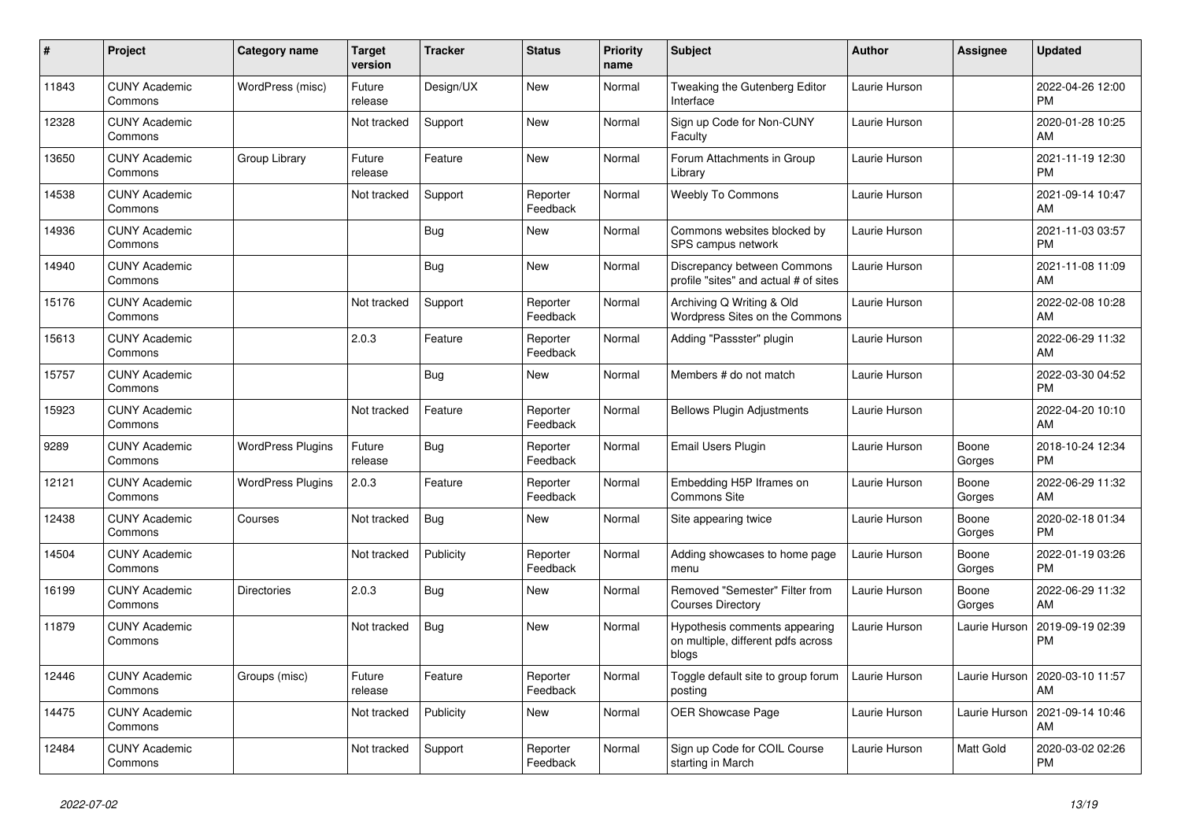| # | Project | Category name | Target version | Tracker | Status | Priority name | Subject | Author | Assignee | Updated |
|---|---|---|---|---|---|---|---|---|---|---|
| 11843 | CUNY Academic Commons | WordPress (misc) | Future release | Design/UX | New | Normal | Tweaking the Gutenberg Editor Interface | Laurie Hurson | | 2022-04-26 12:00 PM |
| 12328 | CUNY Academic Commons | | Not tracked | Support | New | Normal | Sign up Code for Non-CUNY Faculty | Laurie Hurson | | 2020-01-28 10:25 AM |
| 13650 | CUNY Academic Commons | Group Library | Future release | Feature | New | Normal | Forum Attachments in Group Library | Laurie Hurson | | 2021-11-19 12:30 PM |
| 14538 | CUNY Academic Commons | | Not tracked | Support | Reporter Feedback | Normal | Weebly To Commons | Laurie Hurson | | 2021-09-14 10:47 AM |
| 14936 | CUNY Academic Commons | | | Bug | New | Normal | Commons websites blocked by SPS campus network | Laurie Hurson | | 2021-11-03 03:57 PM |
| 14940 | CUNY Academic Commons | | | Bug | New | Normal | Discrepancy between Commons profile "sites" and actual # of sites | Laurie Hurson | | 2021-11-08 11:09 AM |
| 15176 | CUNY Academic Commons | | Not tracked | Support | Reporter Feedback | Normal | Archiving Q Writing & Old Wordpress Sites on the Commons | Laurie Hurson | | 2022-02-08 10:28 AM |
| 15613 | CUNY Academic Commons | | 2.0.3 | Feature | Reporter Feedback | Normal | Adding "Passster" plugin | Laurie Hurson | | 2022-06-29 11:32 AM |
| 15757 | CUNY Academic Commons | | | Bug | New | Normal | Members # do not match | Laurie Hurson | | 2022-03-30 04:52 PM |
| 15923 | CUNY Academic Commons | | Not tracked | Feature | Reporter Feedback | Normal | Bellows Plugin Adjustments | Laurie Hurson | | 2022-04-20 10:10 AM |
| 9289 | CUNY Academic Commons | WordPress Plugins | Future release | Bug | Reporter Feedback | Normal | Email Users Plugin | Laurie Hurson | Boone Gorges | 2018-10-24 12:34 PM |
| 12121 | CUNY Academic Commons | WordPress Plugins | 2.0.3 | Feature | Reporter Feedback | Normal | Embedding H5P Iframes on Commons Site | Laurie Hurson | Boone Gorges | 2022-06-29 11:32 AM |
| 12438 | CUNY Academic Commons | Courses | Not tracked | Bug | New | Normal | Site appearing twice | Laurie Hurson | Boone Gorges | 2020-02-18 01:34 PM |
| 14504 | CUNY Academic Commons | | Not tracked | Publicity | Reporter Feedback | Normal | Adding showcases to home page menu | Laurie Hurson | Boone Gorges | 2022-01-19 03:26 PM |
| 16199 | CUNY Academic Commons | Directories | 2.0.3 | Bug | New | Normal | Removed "Semester" Filter from Courses Directory | Laurie Hurson | Boone Gorges | 2022-06-29 11:32 AM |
| 11879 | CUNY Academic Commons | | Not tracked | Bug | New | Normal | Hypothesis comments appearing on multiple, different pdfs across blogs | Laurie Hurson | Laurie Hurson | 2019-09-19 02:39 PM |
| 12446 | CUNY Academic Commons | Groups (misc) | Future release | Feature | Reporter Feedback | Normal | Toggle default site to group forum posting | Laurie Hurson | Laurie Hurson | 2020-03-10 11:57 AM |
| 14475 | CUNY Academic Commons | | Not tracked | Publicity | New | Normal | OER Showcase Page | Laurie Hurson | Laurie Hurson | 2021-09-14 10:46 AM |
| 12484 | CUNY Academic Commons | | Not tracked | Support | Reporter Feedback | Normal | Sign up Code for COIL Course starting in March | Laurie Hurson | Matt Gold | 2020-03-02 02:26 PM |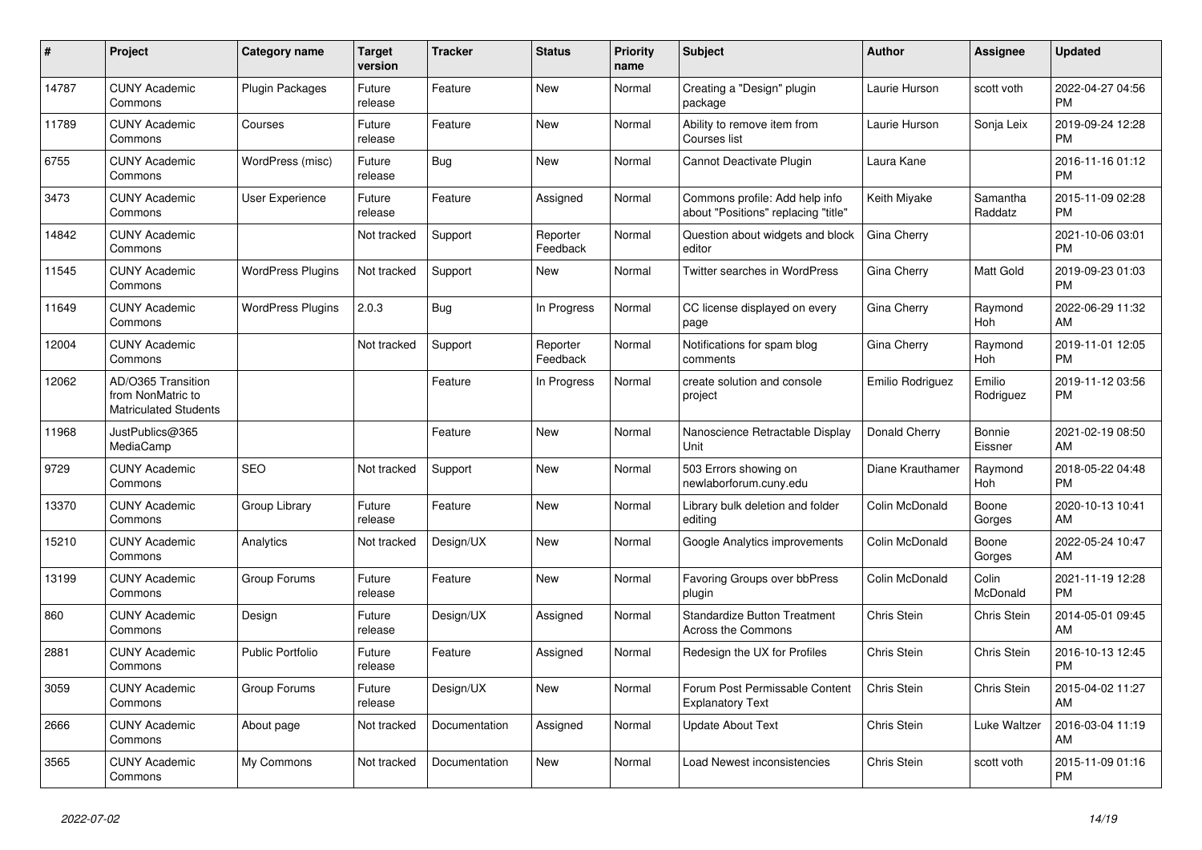| # | Project | Category name | Target version | Tracker | Status | Priority name | Subject | Author | Assignee | Updated |
|---|---|---|---|---|---|---|---|---|---|---|
| 14787 | CUNY Academic Commons | Plugin Packages | Future release | Feature | New | Normal | Creating a "Design" plugin package | Laurie Hurson | scott voth | 2022-04-27 04:56 PM |
| 11789 | CUNY Academic Commons | Courses | Future release | Feature | New | Normal | Ability to remove item from Courses list | Laurie Hurson | Sonja Leix | 2019-09-24 12:28 PM |
| 6755 | CUNY Academic Commons | WordPress (misc) | Future release | Bug | New | Normal | Cannot Deactivate Plugin | Laura Kane | | 2016-11-16 01:12 PM |
| 3473 | CUNY Academic Commons | User Experience | Future release | Feature | Assigned | Normal | Commons profile: Add help info about "Positions" replacing "title" | Keith Miyake | Samantha Raddatz | 2015-11-09 02:28 PM |
| 14842 | CUNY Academic Commons | | Not tracked | Support | Reporter Feedback | Normal | Question about widgets and block editor | Gina Cherry | | 2021-10-06 03:01 PM |
| 11545 | CUNY Academic Commons | WordPress Plugins | Not tracked | Support | New | Normal | Twitter searches in WordPress | Gina Cherry | Matt Gold | 2019-09-23 01:03 PM |
| 11649 | CUNY Academic Commons | WordPress Plugins | 2.0.3 | Bug | In Progress | Normal | CC license displayed on every page | Gina Cherry | Raymond Hoh | 2022-06-29 11:32 AM |
| 12004 | CUNY Academic Commons | | Not tracked | Support | Reporter Feedback | Normal | Notifications for spam blog comments | Gina Cherry | Raymond Hoh | 2019-11-01 12:05 PM |
| 12062 | AD/O365 Transition from NonMatric to Matriculated Students | | | Feature | In Progress | Normal | create solution and console project | Emilio Rodriguez | Emilio Rodriguez | 2019-11-12 03:56 PM |
| 11968 | JustPublics@365 MediaCamp | | | Feature | New | Normal | Nanoscience Retractable Display Unit | Donald Cherry | Bonnie Eissner | 2021-02-19 08:50 AM |
| 9729 | CUNY Academic Commons | SEO | Not tracked | Support | New | Normal | 503 Errors showing on newlaborforum.cuny.edu | Diane Krauthamer | Raymond Hoh | 2018-05-22 04:48 PM |
| 13370 | CUNY Academic Commons | Group Library | Future release | Feature | New | Normal | Library bulk deletion and folder editing | Colin McDonald | Boone Gorges | 2020-10-13 10:41 AM |
| 15210 | CUNY Academic Commons | Analytics | Not tracked | Design/UX | New | Normal | Google Analytics improvements | Colin McDonald | Boone Gorges | 2022-05-24 10:47 AM |
| 13199 | CUNY Academic Commons | Group Forums | Future release | Feature | New | Normal | Favoring Groups over bbPress plugin | Colin McDonald | Colin McDonald | 2021-11-19 12:28 PM |
| 860 | CUNY Academic Commons | Design | Future release | Design/UX | Assigned | Normal | Standardize Button Treatment Across the Commons | Chris Stein | Chris Stein | 2014-05-01 09:45 AM |
| 2881 | CUNY Academic Commons | Public Portfolio | Future release | Feature | Assigned | Normal | Redesign the UX for Profiles | Chris Stein | Chris Stein | 2016-10-13 12:45 PM |
| 3059 | CUNY Academic Commons | Group Forums | Future release | Design/UX | New | Normal | Forum Post Permissable Content Explanatory Text | Chris Stein | Chris Stein | 2015-04-02 11:27 AM |
| 2666 | CUNY Academic Commons | About page | Not tracked | Documentation | Assigned | Normal | Update About Text | Chris Stein | Luke Waltzer | 2016-03-04 11:19 AM |
| 3565 | CUNY Academic Commons | My Commons | Not tracked | Documentation | New | Normal | Load Newest inconsistencies | Chris Stein | scott voth | 2015-11-09 01:16 PM |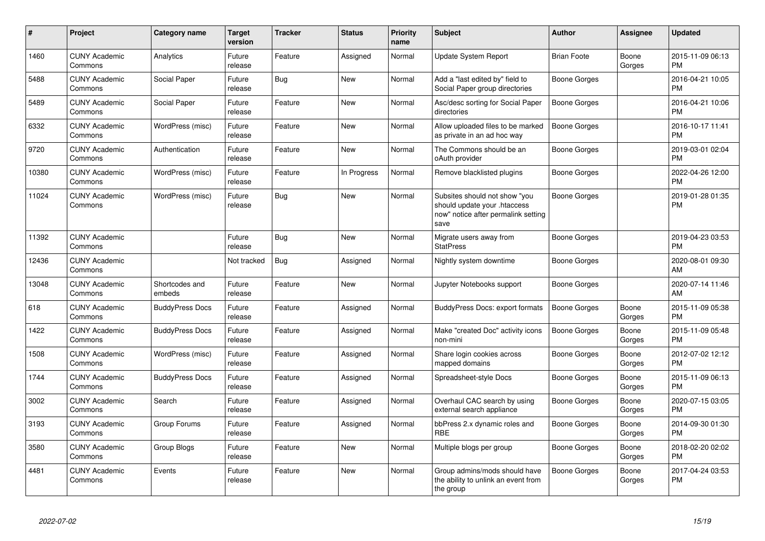| # | Project | Category name | Target version | Tracker | Status | Priority name | Subject | Author | Assignee | Updated |
|---|---|---|---|---|---|---|---|---|---|---|
| 1460 | CUNY Academic Commons | Analytics | Future release | Feature | Assigned | Normal | Update System Report | Brian Foote | Boone Gorges | 2015-11-09 06:13 PM |
| 5488 | CUNY Academic Commons | Social Paper | Future release | Bug | New | Normal | Add a "last edited by" field to Social Paper group directories | Boone Gorges | | 2016-04-21 10:05 PM |
| 5489 | CUNY Academic Commons | Social Paper | Future release | Feature | New | Normal | Asc/desc sorting for Social Paper directories | Boone Gorges | | 2016-04-21 10:06 PM |
| 6332 | CUNY Academic Commons | WordPress (misc) | Future release | Feature | New | Normal | Allow uploaded files to be marked as private in an ad hoc way | Boone Gorges | | 2016-10-17 11:41 PM |
| 9720 | CUNY Academic Commons | Authentication | Future release | Feature | New | Normal | The Commons should be an oAuth provider | Boone Gorges | | 2019-03-01 02:04 PM |
| 10380 | CUNY Academic Commons | WordPress (misc) | Future release | Feature | In Progress | Normal | Remove blacklisted plugins | Boone Gorges | | 2022-04-26 12:00 PM |
| 11024 | CUNY Academic Commons | WordPress (misc) | Future release | Bug | New | Normal | Subsites should not show "you should update your .htaccess now" notice after permalink setting save | Boone Gorges | | 2019-01-28 01:35 PM |
| 11392 | CUNY Academic Commons | | Future release | Bug | New | Normal | Migrate users away from StatPress | Boone Gorges | | 2019-04-23 03:53 PM |
| 12436 | CUNY Academic Commons | | Not tracked | Bug | Assigned | Normal | Nightly system downtime | Boone Gorges | | 2020-08-01 09:30 AM |
| 13048 | CUNY Academic Commons | Shortcodes and embeds | Future release | Feature | New | Normal | Jupyter Notebooks support | Boone Gorges | | 2020-07-14 11:46 AM |
| 618 | CUNY Academic Commons | BuddyPress Docs | Future release | Feature | Assigned | Normal | BuddyPress Docs: export formats | Boone Gorges | Boone Gorges | 2015-11-09 05:38 PM |
| 1422 | CUNY Academic Commons | BuddyPress Docs | Future release | Feature | Assigned | Normal | Make "created Doc" activity icons non-mini | Boone Gorges | Boone Gorges | 2015-11-09 05:48 PM |
| 1508 | CUNY Academic Commons | WordPress (misc) | Future release | Feature | Assigned | Normal | Share login cookies across mapped domains | Boone Gorges | Boone Gorges | 2012-07-02 12:12 PM |
| 1744 | CUNY Academic Commons | BuddyPress Docs | Future release | Feature | Assigned | Normal | Spreadsheet-style Docs | Boone Gorges | Boone Gorges | 2015-11-09 06:13 PM |
| 3002 | CUNY Academic Commons | Search | Future release | Feature | Assigned | Normal | Overhaul CAC search by using external search appliance | Boone Gorges | Boone Gorges | 2020-07-15 03:05 PM |
| 3193 | CUNY Academic Commons | Group Forums | Future release | Feature | Assigned | Normal | bbPress 2.x dynamic roles and RBE | Boone Gorges | Boone Gorges | 2014-09-30 01:30 PM |
| 3580 | CUNY Academic Commons | Group Blogs | Future release | Feature | New | Normal | Multiple blogs per group | Boone Gorges | Boone Gorges | 2018-02-20 02:02 PM |
| 4481 | CUNY Academic Commons | Events | Future release | Feature | New | Normal | Group admins/mods should have the ability to unlink an event from the group | Boone Gorges | Boone Gorges | 2017-04-24 03:53 PM |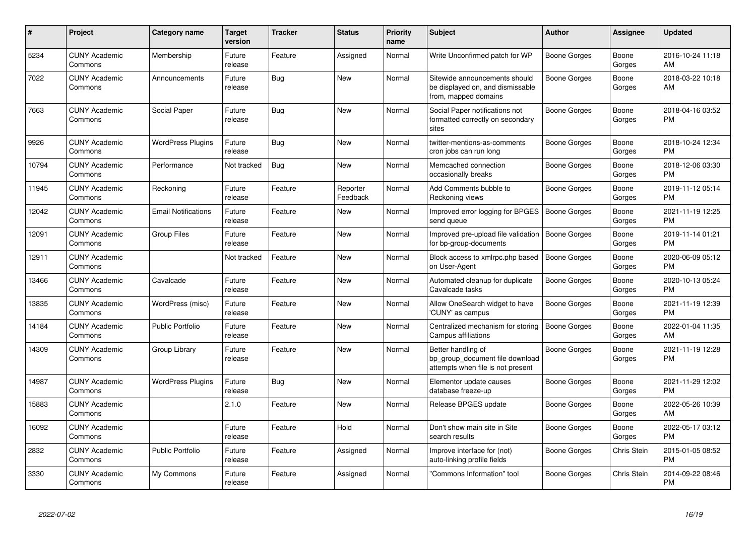| # | Project | Category name | Target version | Tracker | Status | Priority name | Subject | Author | Assignee | Updated |
|---|---|---|---|---|---|---|---|---|---|---|
| 5234 | CUNY Academic Commons | Membership | Future release | Feature | Assigned | Normal | Write Unconfirmed patch for WP | Boone Gorges | Boone Gorges | 2016-10-24 11:18 AM |
| 7022 | CUNY Academic Commons | Announcements | Future release | Bug | New | Normal | Sitewide announcements should be displayed on, and dismissable from, mapped domains | Boone Gorges | Boone Gorges | 2018-03-22 10:18 AM |
| 7663 | CUNY Academic Commons | Social Paper | Future release | Bug | New | Normal | Social Paper notifications not formatted correctly on secondary sites | Boone Gorges | Boone Gorges | 2018-04-16 03:52 PM |
| 9926 | CUNY Academic Commons | WordPress Plugins | Future release | Bug | New | Normal | twitter-mentions-as-comments cron jobs can run long | Boone Gorges | Boone Gorges | 2018-10-24 12:34 PM |
| 10794 | CUNY Academic Commons | Performance | Not tracked | Bug | New | Normal | Memcached connection occasionally breaks | Boone Gorges | Boone Gorges | 2018-12-06 03:30 PM |
| 11945 | CUNY Academic Commons | Reckoning | Future release | Feature | Reporter Feedback | Normal | Add Comments bubble to Reckoning views | Boone Gorges | Boone Gorges | 2019-11-12 05:14 PM |
| 12042 | CUNY Academic Commons | Email Notifications | Future release | Feature | New | Normal | Improved error logging for BPGES send queue | Boone Gorges | Boone Gorges | 2021-11-19 12:25 PM |
| 12091 | CUNY Academic Commons | Group Files | Future release | Feature | New | Normal | Improved pre-upload file validation for bp-group-documents | Boone Gorges | Boone Gorges | 2019-11-14 01:21 PM |
| 12911 | CUNY Academic Commons | | Not tracked | Feature | New | Normal | Block access to xmlrpc.php based on User-Agent | Boone Gorges | Boone Gorges | 2020-06-09 05:12 PM |
| 13466 | CUNY Academic Commons | Cavalcade | Future release | Feature | New | Normal | Automated cleanup for duplicate Cavalcade tasks | Boone Gorges | Boone Gorges | 2020-10-13 05:24 PM |
| 13835 | CUNY Academic Commons | WordPress (misc) | Future release | Feature | New | Normal | Allow OneSearch widget to have 'CUNY' as campus | Boone Gorges | Boone Gorges | 2021-11-19 12:39 PM |
| 14184 | CUNY Academic Commons | Public Portfolio | Future release | Feature | New | Normal | Centralized mechanism for storing Campus affiliations | Boone Gorges | Boone Gorges | 2022-01-04 11:35 AM |
| 14309 | CUNY Academic Commons | Group Library | Future release | Feature | New | Normal | Better handling of bp_group_document file download attempts when file is not present | Boone Gorges | Boone Gorges | 2021-11-19 12:28 PM |
| 14987 | CUNY Academic Commons | WordPress Plugins | Future release | Bug | New | Normal | Elementor update causes database freeze-up | Boone Gorges | Boone Gorges | 2021-11-29 12:02 PM |
| 15883 | CUNY Academic Commons | | 2.1.0 | Feature | New | Normal | Release BPGES update | Boone Gorges | Boone Gorges | 2022-05-26 10:39 AM |
| 16092 | CUNY Academic Commons | | Future release | Feature | Hold | Normal | Don't show main site in Site search results | Boone Gorges | Boone Gorges | 2022-05-17 03:12 PM |
| 2832 | CUNY Academic Commons | Public Portfolio | Future release | Feature | Assigned | Normal | Improve interface for (not) auto-linking profile fields | Boone Gorges | Chris Stein | 2015-01-05 08:52 PM |
| 3330 | CUNY Academic Commons | My Commons | Future release | Feature | Assigned | Normal | "Commons Information" tool | Boone Gorges | Chris Stein | 2014-09-22 08:46 PM |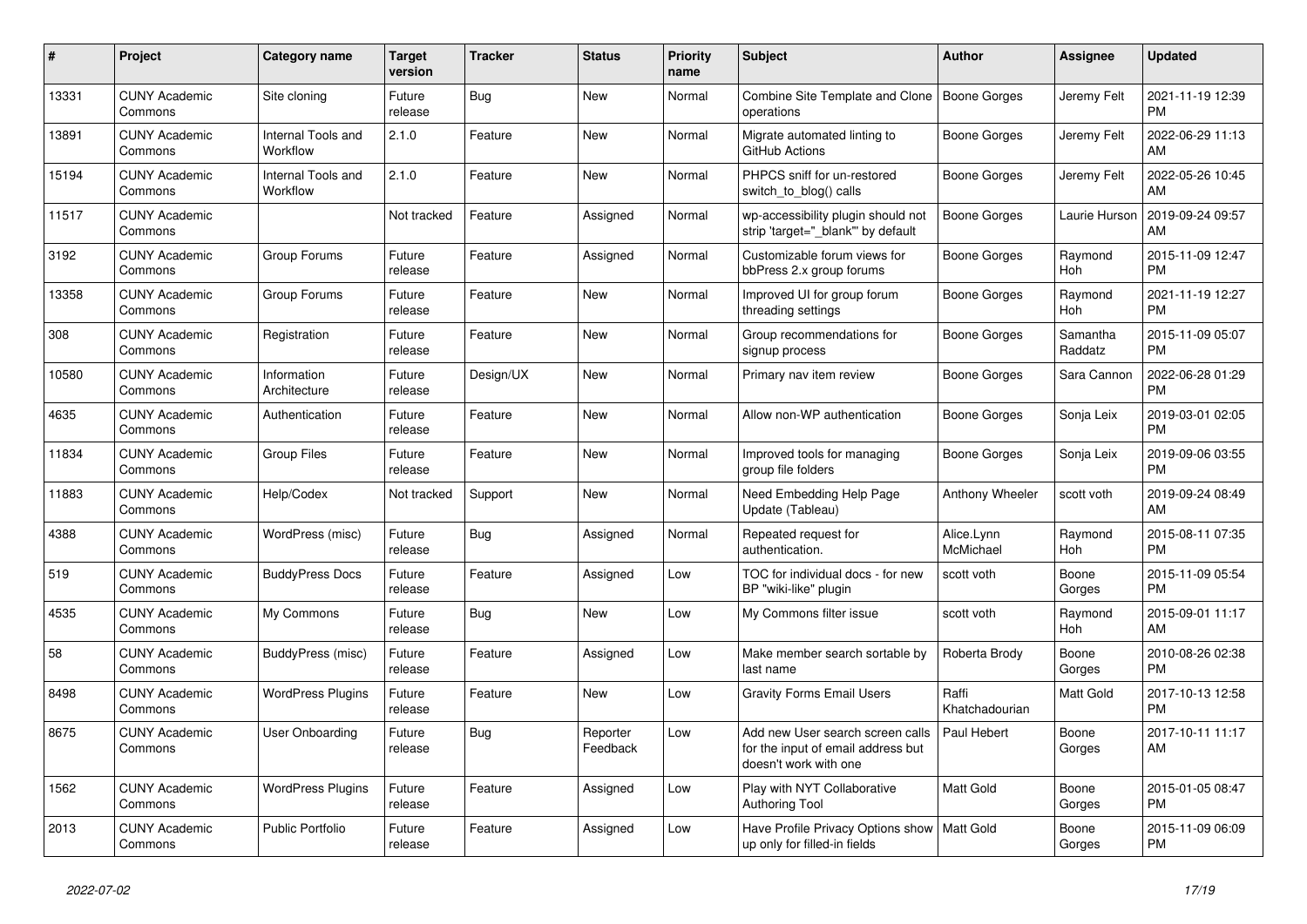| # | Project | Category name | Target version | Tracker | Status | Priority name | Subject | Author | Assignee | Updated |
|---|---|---|---|---|---|---|---|---|---|---|
| 13331 | CUNY Academic Commons | Site cloning | Future release | Bug | New | Normal | Combine Site Template and Clone operations | Boone Gorges | Jeremy Felt | 2021-11-19 12:39 PM |
| 13891 | CUNY Academic Commons | Internal Tools and Workflow | 2.1.0 | Feature | New | Normal | Migrate automated linting to GitHub Actions | Boone Gorges | Jeremy Felt | 2022-06-29 11:13 AM |
| 15194 | CUNY Academic Commons | Internal Tools and Workflow | 2.1.0 | Feature | New | Normal | PHPCS sniff for un-restored switch_to_blog() calls | Boone Gorges | Jeremy Felt | 2022-05-26 10:45 AM |
| 11517 | CUNY Academic Commons | | Not tracked | Feature | Assigned | Normal | wp-accessibility plugin should not strip 'target="_blank"' by default | Boone Gorges | Laurie Hurson | 2019-09-24 09:57 AM |
| 3192 | CUNY Academic Commons | Group Forums | Future release | Feature | Assigned | Normal | Customizable forum views for bbPress 2.x group forums | Boone Gorges | Raymond Hoh | 2015-11-09 12:47 PM |
| 13358 | CUNY Academic Commons | Group Forums | Future release | Feature | New | Normal | Improved UI for group forum threading settings | Boone Gorges | Raymond Hoh | 2021-11-19 12:27 PM |
| 308 | CUNY Academic Commons | Registration | Future release | Feature | New | Normal | Group recommendations for signup process | Boone Gorges | Samantha Raddatz | 2015-11-09 05:07 PM |
| 10580 | CUNY Academic Commons | Information Architecture | Future release | Design/UX | New | Normal | Primary nav item review | Boone Gorges | Sara Cannon | 2022-06-28 01:29 PM |
| 4635 | CUNY Academic Commons | Authentication | Future release | Feature | New | Normal | Allow non-WP authentication | Boone Gorges | Sonja Leix | 2019-03-01 02:05 PM |
| 11834 | CUNY Academic Commons | Group Files | Future release | Feature | New | Normal | Improved tools for managing group file folders | Boone Gorges | Sonja Leix | 2019-09-06 03:55 PM |
| 11883 | CUNY Academic Commons | Help/Codex | Not tracked | Support | New | Normal | Need Embedding Help Page Update (Tableau) | Anthony Wheeler | scott voth | 2019-09-24 08:49 AM |
| 4388 | CUNY Academic Commons | WordPress (misc) | Future release | Bug | Assigned | Normal | Repeated request for authentication. | Alice.Lynn McMichael | Raymond Hoh | 2015-08-11 07:35 PM |
| 519 | CUNY Academic Commons | BuddyPress Docs | Future release | Feature | Assigned | Low | TOC for individual docs - for new BP "wiki-like" plugin | scott voth | Boone Gorges | 2015-11-09 05:54 PM |
| 4535 | CUNY Academic Commons | My Commons | Future release | Bug | New | Low | My Commons filter issue | scott voth | Raymond Hoh | 2015-09-01 11:17 AM |
| 58 | CUNY Academic Commons | BuddyPress (misc) | Future release | Feature | Assigned | Low | Make member search sortable by last name | Roberta Brody | Boone Gorges | 2010-08-26 02:38 PM |
| 8498 | CUNY Academic Commons | WordPress Plugins | Future release | Feature | New | Low | Gravity Forms Email Users | Raffi Khatchadourian | Matt Gold | 2017-10-13 12:58 PM |
| 8675 | CUNY Academic Commons | User Onboarding | Future release | Bug | Reporter Feedback | Low | Add new User search screen calls for the input of email address but doesn't work with one | Paul Hebert | Boone Gorges | 2017-10-11 11:17 AM |
| 1562 | CUNY Academic Commons | WordPress Plugins | Future release | Feature | Assigned | Low | Play with NYT Collaborative Authoring Tool | Matt Gold | Boone Gorges | 2015-01-05 08:47 PM |
| 2013 | CUNY Academic Commons | Public Portfolio | Future release | Feature | Assigned | Low | Have Profile Privacy Options show up only for filled-in fields | Matt Gold | Boone Gorges | 2015-11-09 06:09 PM |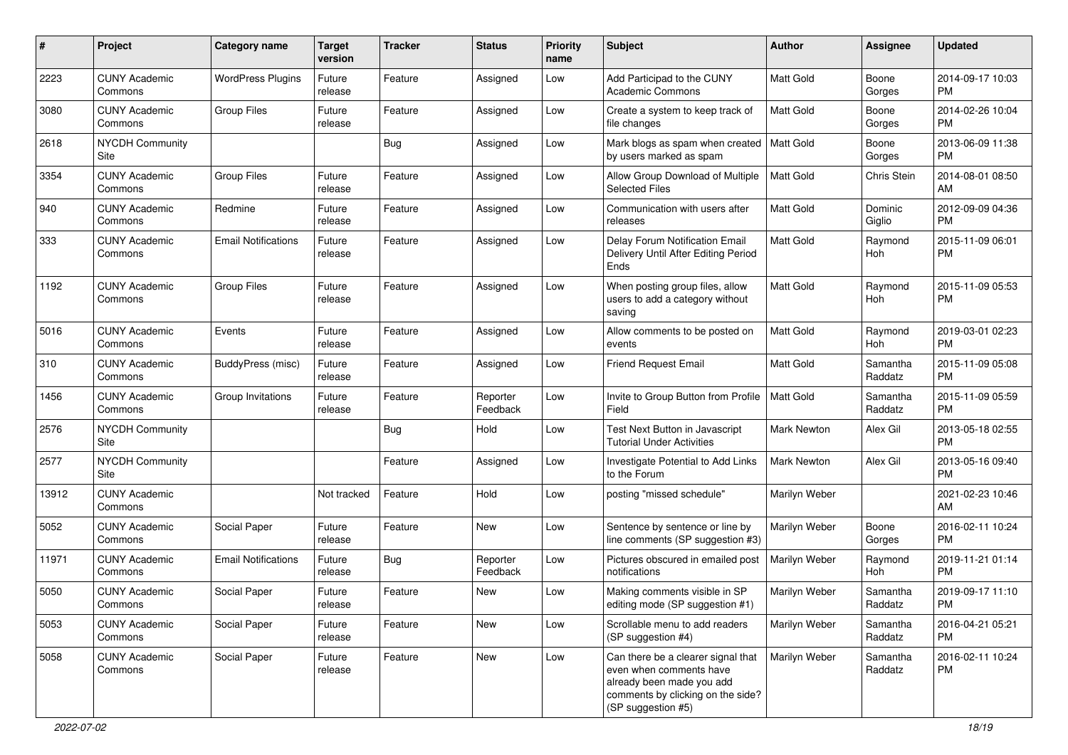| # | Project | Category name | Target version | Tracker | Status | Priority name | Subject | Author | Assignee | Updated |
|---|---|---|---|---|---|---|---|---|---|---|
| 2223 | CUNY Academic Commons | WordPress Plugins | Future release | Feature | Assigned | Low | Add Participad to the CUNY Academic Commons | Matt Gold | Boone Gorges | 2014-09-17 10:03 PM |
| 3080 | CUNY Academic Commons | Group Files | Future release | Feature | Assigned | Low | Create a system to keep track of file changes | Matt Gold | Boone Gorges | 2014-02-26 10:04 PM |
| 2618 | NYCDH Community Site | | | Bug | Assigned | Low | Mark blogs as spam when created by users marked as spam | Matt Gold | Boone Gorges | 2013-06-09 11:38 PM |
| 3354 | CUNY Academic Commons | Group Files | Future release | Feature | Assigned | Low | Allow Group Download of Multiple Selected Files | Matt Gold | Chris Stein | 2014-08-01 08:50 AM |
| 940 | CUNY Academic Commons | Redmine | Future release | Feature | Assigned | Low | Communication with users after releases | Matt Gold | Dominic Giglio | 2012-09-09 04:36 PM |
| 333 | CUNY Academic Commons | Email Notifications | Future release | Feature | Assigned | Low | Delay Forum Notification Email Delivery Until After Editing Period Ends | Matt Gold | Raymond Hoh | 2015-11-09 06:01 PM |
| 1192 | CUNY Academic Commons | Group Files | Future release | Feature | Assigned | Low | When posting group files, allow users to add a category without saving | Matt Gold | Raymond Hoh | 2015-11-09 05:53 PM |
| 5016 | CUNY Academic Commons | Events | Future release | Feature | Assigned | Low | Allow comments to be posted on events | Matt Gold | Raymond Hoh | 2019-03-01 02:23 PM |
| 310 | CUNY Academic Commons | BuddyPress (misc) | Future release | Feature | Assigned | Low | Friend Request Email | Matt Gold | Samantha Raddatz | 2015-11-09 05:08 PM |
| 1456 | CUNY Academic Commons | Group Invitations | Future release | Feature | Reporter Feedback | Low | Invite to Group Button from Profile Field | Matt Gold | Samantha Raddatz | 2015-11-09 05:59 PM |
| 2576 | NYCDH Community Site | | | Bug | Hold | Low | Test Next Button in Javascript Tutorial Under Activities | Mark Newton | Alex Gil | 2013-05-18 02:55 PM |
| 2577 | NYCDH Community Site | | | Feature | Assigned | Low | Investigate Potential to Add Links to the Forum | Mark Newton | Alex Gil | 2013-05-16 09:40 PM |
| 13912 | CUNY Academic Commons | | Not tracked | Feature | Hold | Low | posting "missed schedule" | Marilyn Weber | | 2021-02-23 10:46 AM |
| 5052 | CUNY Academic Commons | Social Paper | Future release | Feature | New | Low | Sentence by sentence or line by line comments (SP suggestion #3) | Marilyn Weber | Boone Gorges | 2016-02-11 10:24 PM |
| 11971 | CUNY Academic Commons | Email Notifications | Future release | Bug | Reporter Feedback | Low | Pictures obscured in emailed post notifications | Marilyn Weber | Raymond Hoh | 2019-11-21 01:14 PM |
| 5050 | CUNY Academic Commons | Social Paper | Future release | Feature | New | Low | Making comments visible in SP editing mode (SP suggestion #1) | Marilyn Weber | Samantha Raddatz | 2019-09-17 11:10 PM |
| 5053 | CUNY Academic Commons | Social Paper | Future release | Feature | New | Low | Scrollable menu to add readers (SP suggestion #4) | Marilyn Weber | Samantha Raddatz | 2016-04-21 05:21 PM |
| 5058 | CUNY Academic Commons | Social Paper | Future release | Feature | New | Low | Can there be a clearer signal that even when comments have already been made you add comments by clicking on the side? (SP suggestion #5) | Marilyn Weber | Samantha Raddatz | 2016-02-11 10:24 PM |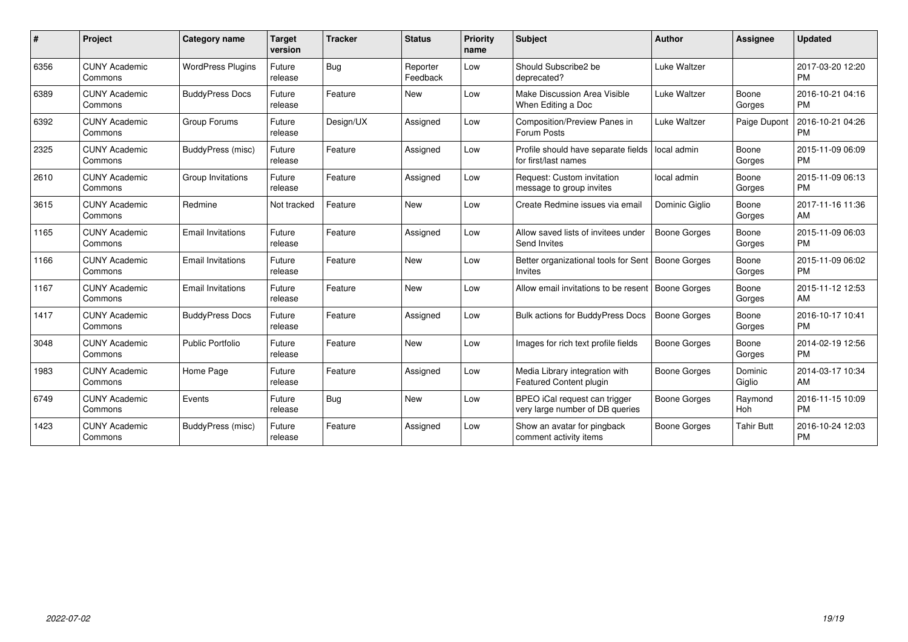| # | Project | Category name | Target version | Tracker | Status | Priority name | Subject | Author | Assignee | Updated |
|---|---|---|---|---|---|---|---|---|---|---|
| 6356 | CUNY Academic Commons | WordPress Plugins | Future release | Bug | Reporter Feedback | Low | Should Subscribe2 be deprecated? | Luke Waltzer | | 2017-03-20 12:20 PM |
| 6389 | CUNY Academic Commons | BuddyPress Docs | Future release | Feature | New | Low | Make Discussion Area Visible When Editing a Doc | Luke Waltzer | Boone Gorges | 2016-10-21 04:16 PM |
| 6392 | CUNY Academic Commons | Group Forums | Future release | Design/UX | Assigned | Low | Composition/Preview Panes in Forum Posts | Luke Waltzer | Paige Dupont | 2016-10-21 04:26 PM |
| 2325 | CUNY Academic Commons | BuddyPress (misc) | Future release | Feature | Assigned | Low | Profile should have separate fields for first/last names | local admin | Boone Gorges | 2015-11-09 06:09 PM |
| 2610 | CUNY Academic Commons | Group Invitations | Future release | Feature | Assigned | Low | Request: Custom invitation message to group invites | local admin | Boone Gorges | 2015-11-09 06:13 PM |
| 3615 | CUNY Academic Commons | Redmine | Not tracked | Feature | New | Low | Create Redmine issues via email | Dominic Giglio | Boone Gorges | 2017-11-16 11:36 AM |
| 1165 | CUNY Academic Commons | Email Invitations | Future release | Feature | Assigned | Low | Allow saved lists of invitees under Send Invites | Boone Gorges | Boone Gorges | 2015-11-09 06:03 PM |
| 1166 | CUNY Academic Commons | Email Invitations | Future release | Feature | New | Low | Better organizational tools for Sent Invites | Boone Gorges | Boone Gorges | 2015-11-09 06:02 PM |
| 1167 | CUNY Academic Commons | Email Invitations | Future release | Feature | New | Low | Allow email invitations to be resent | Boone Gorges | Boone Gorges | 2015-11-12 12:53 AM |
| 1417 | CUNY Academic Commons | BuddyPress Docs | Future release | Feature | Assigned | Low | Bulk actions for BuddyPress Docs | Boone Gorges | Boone Gorges | 2016-10-17 10:41 PM |
| 3048 | CUNY Academic Commons | Public Portfolio | Future release | Feature | New | Low | Images for rich text profile fields | Boone Gorges | Boone Gorges | 2014-02-19 12:56 PM |
| 1983 | CUNY Academic Commons | Home Page | Future release | Feature | Assigned | Low | Media Library integration with Featured Content plugin | Boone Gorges | Dominic Giglio | 2014-03-17 10:34 AM |
| 6749 | CUNY Academic Commons | Events | Future release | Bug | New | Low | BPEO iCal request can trigger very large number of DB queries | Boone Gorges | Raymond Hoh | 2016-11-15 10:09 PM |
| 1423 | CUNY Academic Commons | BuddyPress (misc) | Future release | Feature | Assigned | Low | Show an avatar for pingback comment activity items | Boone Gorges | Tahir Butt | 2016-10-24 12:03 PM |